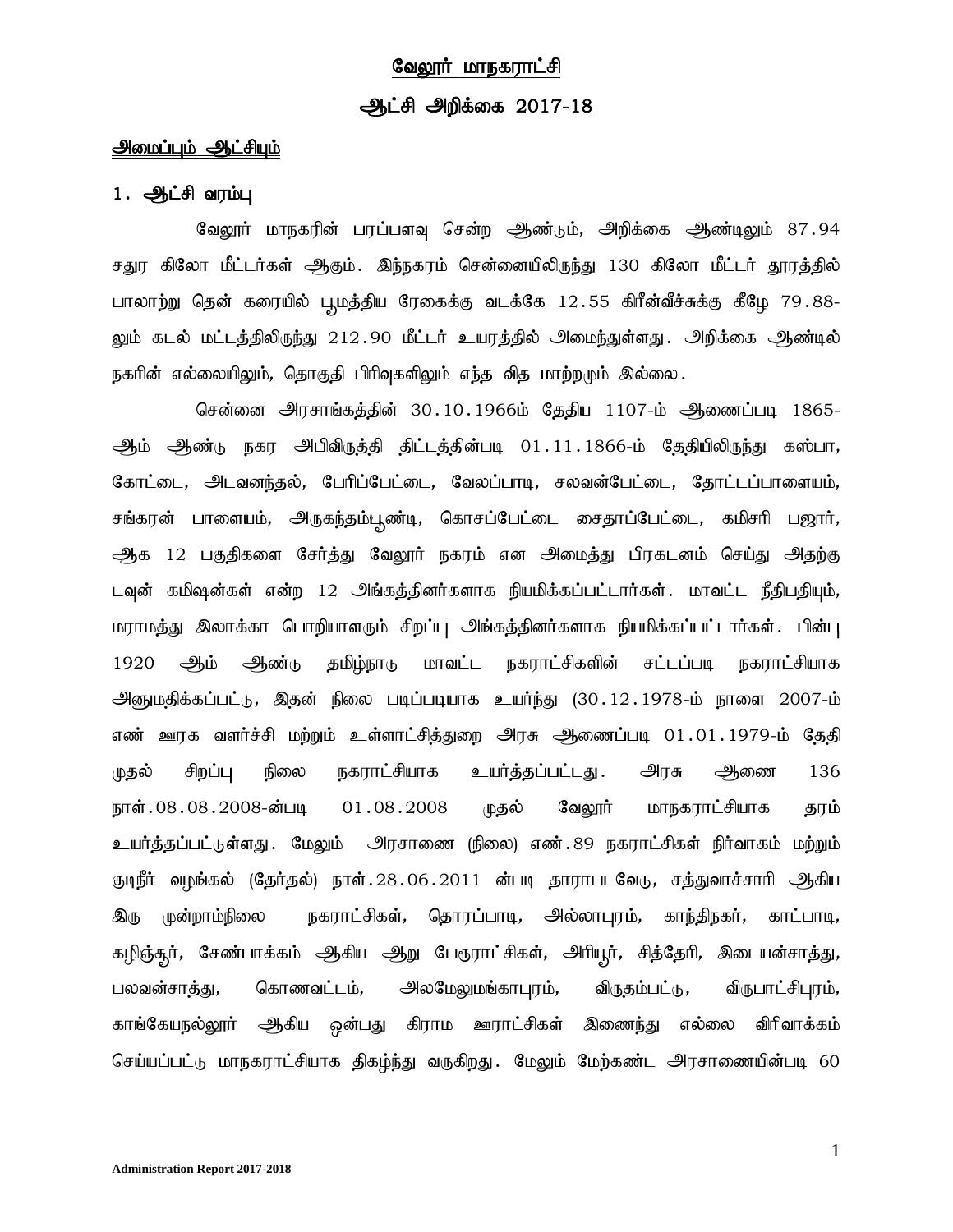# வேலூர் மாநகராட்சி

## ஆட்சி அறிக்கை 2017-18

### அமைப்பும் ஆட்சியும்

### 1. ஆட்சி வரம்பு

வேலூர் மாநகரின் பரப்பளவு சென்ற ஆண்டும், அறிக்கை ஆண்டிலும் 87.94 சதுர கிலோ மீட்டர்கள் ஆகும். இந்நகரம் சென்னையிலிருந்து 130 கிலோ மீட்டர் தூரத்தில் பாலாற்று தென் கரையில் பூமத்திய ரேகைக்கு வடக்கே 12.55 கிரீன்வீச்சுக்கு கீழே 79.88-லும் கடல் மட்டத்திலிருந்து 212.90 மீட்டர் உயரத்தில் அமைந்துள்ளது. அறிக்கை ஆண்டில் நகரின் எல்லையிலும், தொகுதி பிரிவுகளிலும் எந்த வித மாற்றமும் இல்லை.

சென்னை அரசாங்கத்தின் 30.10.1966ம் தேதிய 1107-ம் ஆணைப்படி 1865-ஆம் ஆண்டு நகர அபிவிருத்தி திட்டத்தின்படி 01.11.1866-ம் தேதியிலிருந்து கஸ்பா, கோட்டை, அடவனந்தல், பேரிப்பேட்டை, வேலப்பாடி, சலவன்பேட்டை, தோட்டப்பாளையம், சங்கரன் பாளையம், அருகந்தம்பூண்டி, கொசப்பேட்டை சைதாப்பேட்டை, கமிசரி பஜார், ஆக 12 பகுதிகளை சேர்த்து வேலூர் நகரம் என அமைத்து பிரகடனம் செய்து அதற்கு டவுன் கமிஷன்கள் என்ற 12 அங்கத்தினர்களாக நியமிக்கப்பட்டார்கள். மாவட்ட நீதிபதியும், மராமத்து இலாக்கா பொறியாளரும் சிறப்பு அங்கத்தினர்களாக நியமிக்கப்பட்டார்கள். பின்பு 1920 ஆம் ஆண்டு தமிழ்நாடு மாவட்ட நகராட்சிகளின் சட்டப்படி நகராட்சியாக அனுமதிக்கப்பட்டு, இதன் நிலை படிப்படியாக உயர்ந்து (30.12.1978-ம் நாளை 2007-ம் எண் ஊரக வளர்ச்சி மற்றும் உள்ளாட்சித்துறை அரசு ஆணைப்படி 01.01.1979-ம் தேதி முதல் சிறப்பு நிலை நகராட்சியாக உயர்த்தப்பட்டது. அரசு ஆணை 136 நாள்.08.08.2008-ன்படி 01.08.2008 முதல் வேலூர் மாநகராட்சியாக தரம் உயர்த்தப்பட்டுள்ளது. மேலும் அரசாணை (நிலை) எண்.89 நகராட்சிகள் நிர்வாகம் மற்றும் குடிநீர் வழங்கல் (தேர்தல்) நாள்.28.06.2011 ன்படி தாராபடவேடு, சத்துவாச்சாரி ஆகிய இரு முன்றாம்நிலை நகராட்சிகள், தொரப்பாடி, அல்லாபுரம், காந்திநகர், காட்பாடி, கழிஞ்சூர், சேண்பாக்கம் ஆகிய ஆறு பேரூராட்சிகள், அரியூர், சித்தேரி, இடையன்சாத்து, பலவன்சாத்து, கொணவட்டம், அலமேலுமங்காபுரம், விருதம்பட்டு, விருபாட்சிபுரம், காங்கேயநல்லூர் ஆகிய ஒன்பது கிராம ஊராட்சிகள் இணைந்து எல்லை விரிவாக்கம் செய்யப்பட்டு மாநகராட்சியாக திகழ்ந்து வருகிறது. மேலும் மேற்கண்ட அரசாணையின்படி 60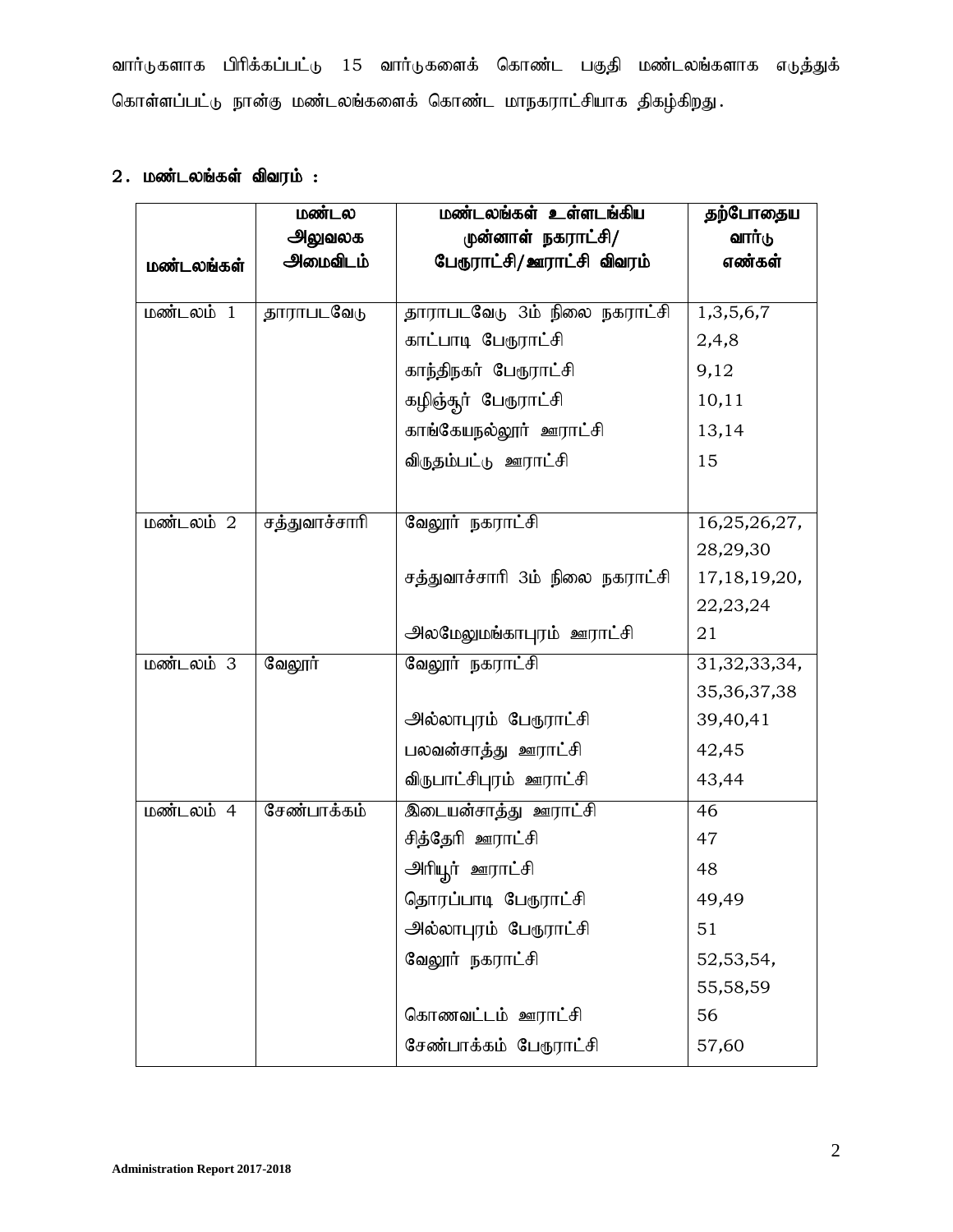வார்டுகளாக பிரிக்கப்பட்டு 15 வார்டுகளைக் கொண்ட பகுதி மண்டலங்களாக எடுத்துக் கொள்ளப்பட்டு நான்கு மண்டலங்களைக் கொண்ட மாநகராட்சியாக திகழ்கிறது.

## 2. மண்டலங்கள் விவரம் :

| மண்டலங்கள் | மண்டல அலுவலக அமைவிடம் | மண்டலங்கள் உள்ளடங்கிய முன்னாள் நகராட்சி/ பேரூராட்சி/ஊராட்சி விவரம் | தற்போதைய வார்டு எண்கள் |
|---|---|---|---|
| மண்டலம் 1 | தாராபடவேடு | தாராபடவேடு 3ம் நிலை நகராட்சி | 1,3,5,6,7 |
| | | காட்பாடி பேரூராட்சி | 2,4,8 |
| | | காந்திநகர் பேரூராட்சி | 9,12 |
| | | கழிஞ்சூர் பேரூராட்சி | 10,11 |
| | | காங்கேயநல்லூர் ஊராட்சி | 13,14 |
| | | விருதம்பட்டு ஊராட்சி | 15 |
| மண்டலம் 2 | சத்துவாச்சாரி | வேலூர் நகராட்சி | 16,25,26,27, 28,29,30 |
| | | சத்துவாச்சாரி 3ம் நிலை நகராட்சி | 17,18,19,20, 22,23,24 |
| | | அலமேலுமங்காபுரம் ஊராட்சி | 21 |
| மண்டலம் 3 | வேலூர் | வேலூர் நகராட்சி | 31,32,33,34, 35,36,37,38 |
| | | அல்லாபுரம் பேரூராட்சி | 39,40,41 |
| | | பலவன்சாத்து ஊராட்சி | 42,45 |
| | | விருபாட்சிபுரம் ஊராட்சி | 43,44 |
| மண்டலம் 4 | சேண்பாக்கம் | இடையன்சாத்து ஊராட்சி | 46 |
| | | சித்தேரி ஊராட்சி | 47 |
| | | அரியூர் ஊராட்சி | 48 |
| | | தொரப்பாடி பேரூராட்சி | 49,49 |
| | | அல்லாபுரம் பேரூராட்சி | 51 |
| | | வேலூர் நகராட்சி | 52,53,54, 55,58,59 |
| | | கொணவட்டம் ஊராட்சி | 56 |
| | | சேண்பாக்கம் பேரூராட்சி | 57,60 |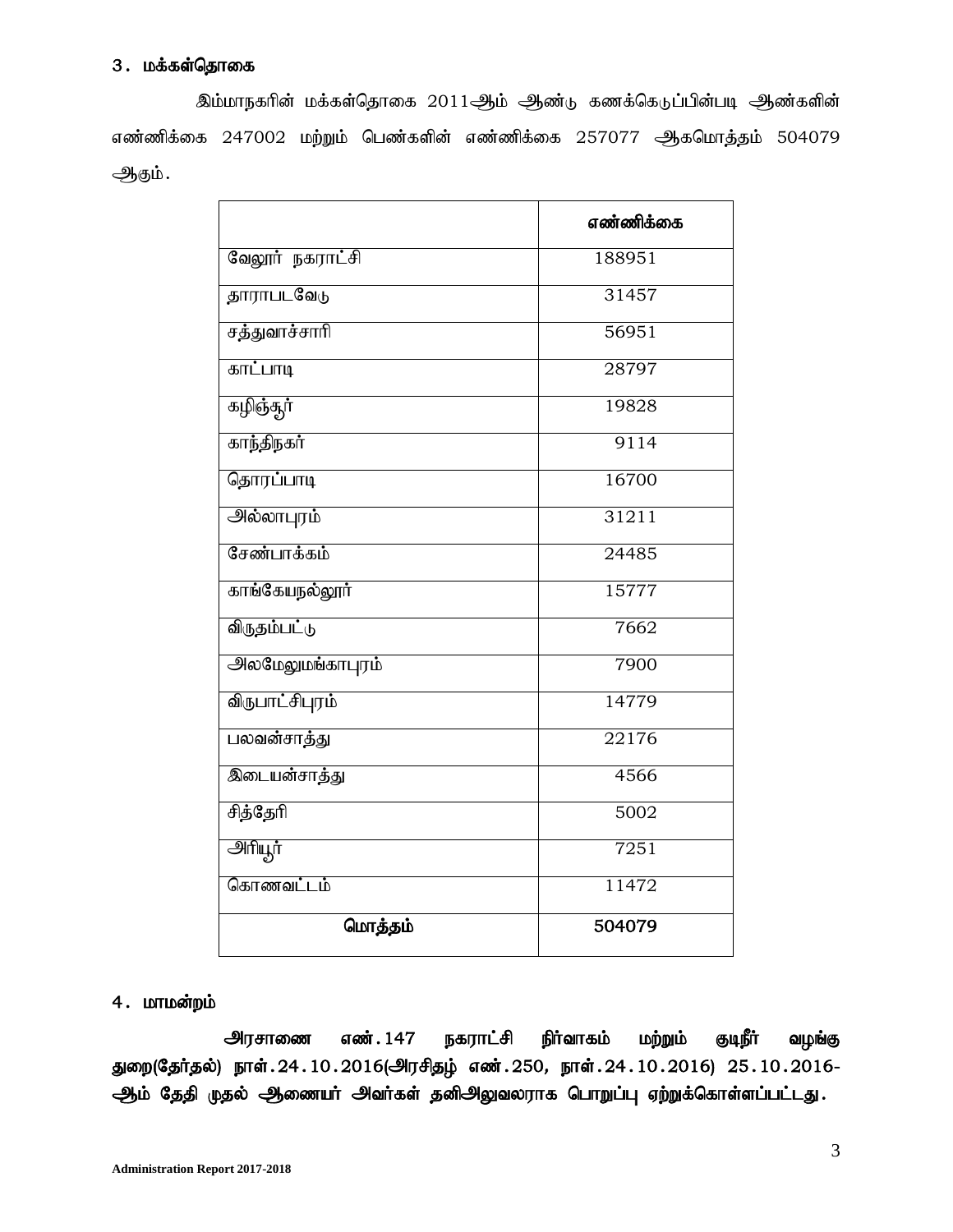### 3. மக்கள்தொகை

இம்மாநகரின் மக்கள்தொகை 2011ஆம் ஆண்டு கணக்கெடுப்பின்படி ஆண்களின் எண்ணிக்கை 247002 மற்றும் பெண்களின் எண்ணிக்கை 257077 ஆகமொத்தம் 504079 ஆகும்.

| | **எண்ணிக்கை** |
|---|---|
| வேலூர் நகராட்சி | 188951 |
| தாராபடவேடு | 31457 |
| சத்துவாச்சாரி | 56951 |
| காட்பாடி | 28797 |
| கழிஞ்சூர் | 19828 |
| காந்திநகர் | 9114 |
| தொரப்பாடி | 16700 |
| அல்லாபுரம் | 31211 |
| சேண்பாக்கம் | 24485 |
| காங்கேயநல்லூர் | 15777 |
| விருதம்பட்டு | 7662 |
| அலமேலுமங்காபுரம் | 7900 |
| விருபாட்சிபுரம் | 14779 |
| பலவன்சாத்து | 22176 |
| இடையன்சாத்து | 4566 |
| சித்தேரி | 5002 |
| அரியூர் | 7251 |
| கொணவட்டம் | 11472 |
| **மொத்தம்** | **504079** |

### 4. மாமன்றம்

**அரசாணை எண்.147 நகராட்சி நிர்வாகம் மற்றும் குடிநீர் வழங்கு துறை(தேர்தல்) நாள்.24.10.2016(அரசிதழ் எண்.250, நாள்.24.10.2016) 25.10.2016-ஆம் தேதி முதல் ஆணையர் அவர்கள் தனிஅலுவலராக பொறுப்பு ஏற்றுக்கொள்ளப்பட்டது.**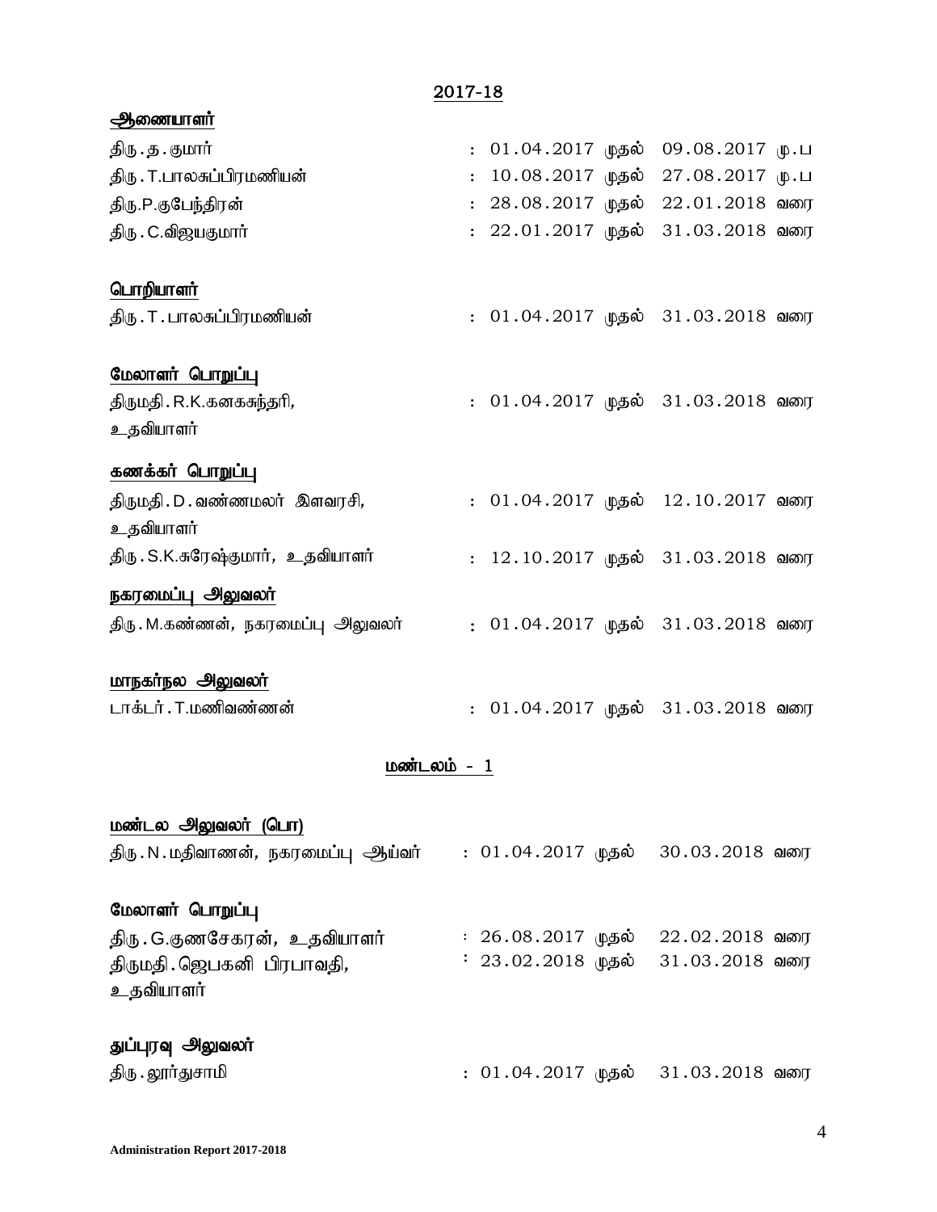## 2017-18

**ஆணையாளர்**

திரு.த.குமார் : 01.04.2017 முதல் 09.08.2017 மு.ப

திரு.T.பாலசுப்பிரமணியன் : 10.08.2017 முதல் 27.08.2017 மு.ப

திரு.P.குபேந்திரன் : 28.08.2017 முதல் 22.01.2018 வரை

திரு.C.விஜயகுமார் : 22.01.2017 முதல் 31.03.2018 வரை

**பொறியாளர்**

திரு.T.பாலசுப்பிரமணியன் : 01.04.2017 முதல் 31.03.2018 வரை

**மேலாளர் பொறுப்பு**

திருமதி.R.K.கனகசுந்தரி, உதவியாளர் : 01.04.2017 முதல் 31.03.2018 வரை

**கணக்கர் பொறுப்பு**

திருமதி.D.வண்ணமலர் இளவரசி, உதவியாளர் : 01.04.2017 முதல் 12.10.2017 வரை

திரு.S.K.சுரேஷ்குமார், உதவியாளர் : 12.10.2017 முதல் 31.03.2018 வரை

**நகரமைப்பு அலுவலர்**

திரு.M.கண்ணன், நகரமைப்பு அலுவலர் : 01.04.2017 முதல் 31.03.2018 வரை

**மாநகர்நல அலுவலர்**

டாக்டர்.T.மணிவண்ணன் : 01.04.2017 முதல் 31.03.2018 வரை

## மண்டலம் - 1

**மண்டல அலுவலர் (பொ)**

திரு.N.மதிவாணன், நகரமைப்பு ஆய்வர் : 01.04.2017 முதல் 30.03.2018 வரை

**மேலாளர் பொறுப்பு**

திரு.G.குணசேகரன், உதவியாளர் : 26.08.2017 முதல் 22.02.2018 வரை

திருமதி.ஜெபகனி பிரபாவதி, உதவியாளர் : 23.02.2018 முதல் 31.03.2018 வரை

**துப்புரவு அலுவலர்**

திரு.லூர்துசாமி : 01.04.2017 முதல் 31.03.2018 வரை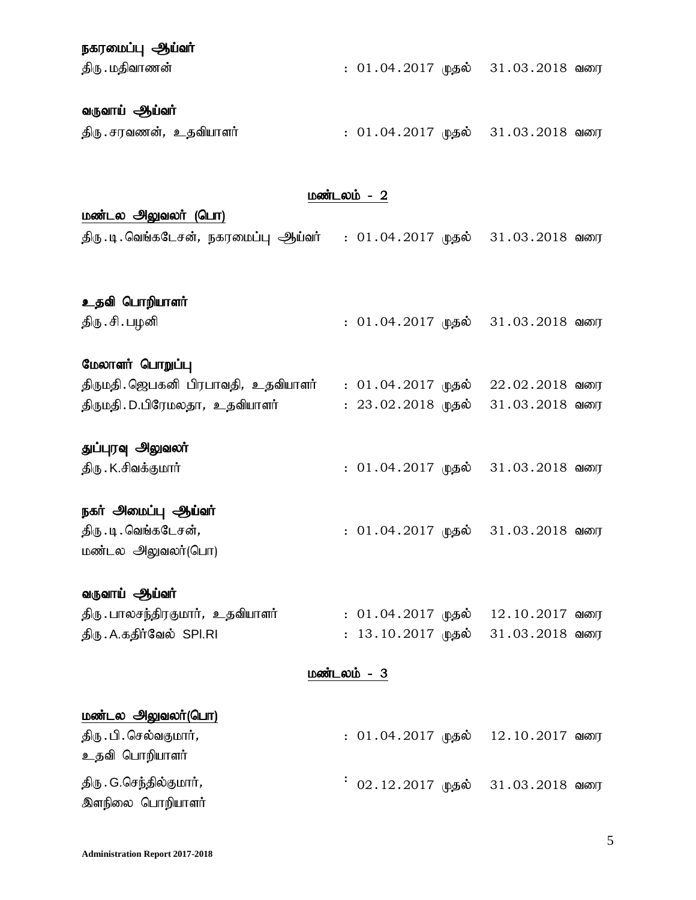**நகரமைப்பு ஆய்வர்**

திரு.மதிவாணன் : 01.04.2017 முதல் 31.03.2018 வரை

**வருவாய் ஆய்வர்**

திரு.சரவணன், உதவியாளர் : 01.04.2017 முதல் 31.03.2018 வரை

**<u>மண்டலம் - 2</u>**

**<u>மண்டல அலுவலர் (பொ)</u>**

திரு.டி.வெங்கடேசன், நகரமைப்பு ஆய்வர் : 01.04.2017 முதல் 31.03.2018 வரை

**உதவி பொறியாளர்**

திரு.சி.பழனி : 01.04.2017 முதல் 31.03.2018 வரை

**மேலாளர் பொறுப்பு**

திருமதி.ஜெபகனி பிரபாவதி, உதவியாளர் : 01.04.2017 முதல் 22.02.2018 வரை

திருமதி.D.பிரேமலதா, உதவியாளர் : 23.02.2018 முதல் 31.03.2018 வரை

**துப்புரவு அலுவலர்**

திரு.K.சிவக்குமார் : 01.04.2017 முதல் 31.03.2018 வரை

**நகர் அமைப்பு ஆய்வர்**

திரு.டி.வெங்கடேசன்,
மண்டல அலுவலர்(பொ) : 01.04.2017 முதல் 31.03.2018 வரை

**வருவாய் ஆய்வர்**

திரு.பாலசந்திரகுமார், உதவியாளர் : 01.04.2017 முதல் 12.10.2017 வரை

திரு.A.கதிர்வேல் SPI.RI : 13.10.2017 முதல் 31.03.2018 வரை

**<u>மண்டலம் - 3</u>**

**<u>மண்டல அலுவலர்(பொ)</u>**

திரு.பி.செல்வகுமார்,
உதவி பொறியாளர் : 01.04.2017 முதல் 12.10.2017 வரை

திரு.G.செந்தில்குமார்,
இளநிலை பொறியாளர் : 02.12.2017 முதல் 31.03.2018 வரை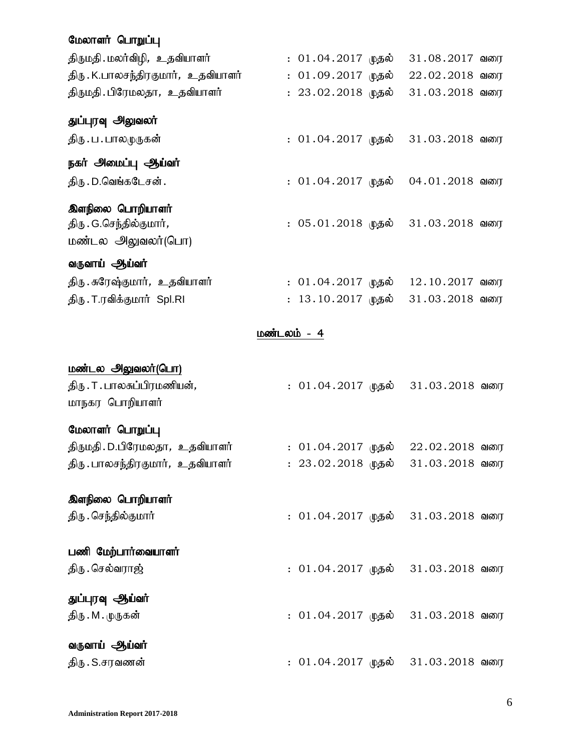**மேலாளர் பொறுப்பு**

திருமதி.மலர்விழி, உதவியாளர் : 01.04.2017 முதல் 31.08.2017 வரை

திரு.K.பாலசந்திரகுமார், உதவியாளர் : 01.09.2017 முதல் 22.02.2018 வரை

திருமதி.பிரேமலதா, உதவியாளர் : 23.02.2018 முதல் 31.03.2018 வரை

**துப்புரவு அலுவலர்**

திரு.ப.பாலமுருகன் : 01.04.2017 முதல் 31.03.2018 வரை

**நகர் அமைப்பு ஆய்வர்**

திரு.D.வெங்கடேசன். : 01.04.2017 முதல் 04.01.2018 வரை

**இளநிலை பொறியாளர்**

திரு.G.செந்தில்குமார், மண்டல அலுவலர்(பொ) : 05.01.2018 முதல் 31.03.2018 வரை

**வருவாய் ஆய்வர்**

திரு.சுரேஷ்குமார், உதவியாளர் : 01.04.2017 முதல் 12.10.2017 வரை

திரு.T.ரவிக்குமார் Spl.RI : 13.10.2017 முதல் 31.03.2018 வரை

## மண்டலம் - 4

**மண்டல அலுவலர்(பொ)**

திரு.T.பாலசுப்பிரமணியன், மாநகர பொறியாளர் : 01.04.2017 முதல் 31.03.2018 வரை

**மேலாளர் பொறுப்பு**

திருமதி.D.பிரேமலதா, உதவியாளர் : 01.04.2017 முதல் 22.02.2018 வரை

திரு.பாலசந்திரகுமார், உதவியாளர் : 23.02.2018 முதல் 31.03.2018 வரை

**இளநிலை பொறியாளர்**

திரு.செந்தில்குமார் : 01.04.2017 முதல் 31.03.2018 வரை

**பணி மேற்பார்வையாளர்**

திரு.செல்வராஜ் : 01.04.2017 முதல் 31.03.2018 வரை

**துப்புரவு ஆய்வர்**

திரு.M.முருகன் : 01.04.2017 முதல் 31.03.2018 வரை

**வருவாய் ஆய்வர்**

திரு.S.சரவணன் : 01.04.2017 முதல் 31.03.2018 வரை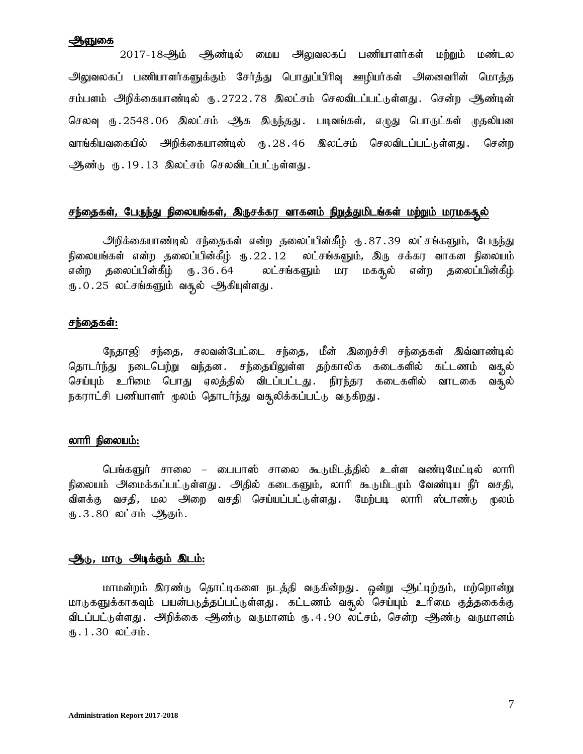## ஆளுகை

2017-18ஆம் ஆண்டில் மைய அலுவலகப் பணியாளர்கள் மற்றும் மண்டல அலுவலகப் பணியாளர்களுக்கும் சேர்த்து பொதுப்பிரிவு ஊழியர்கள் அனைவரின் மொத்த சம்பளம் அறிக்கையாண்டில் ரு.2722.78 இலட்சம் செலவிடப்பட்டுள்ளது. சென்ற ஆண்டின் செலவு ரு.2548.06 இலட்சம் ஆக இருந்தது. படிவங்கள், எழுது பொருட்கள் முதலியன வாங்கியவகையில் அறிக்கையாண்டில் ரு.28.46 இலட்சம் செலவிடப்பட்டுள்ளது. சென்ற ஆண்டு ரு.19.13 இலட்சம் செலவிடப்பட்டுள்ளது.

## சந்தைகள், பேருந்து நிலையங்கள், இருசக்கர வாகனம் நிறுத்துமிடங்கள் மற்றும் மரமகசூல்

அறிக்கையாண்டில் சந்தைகள் என்ற தலைப்பின்கீழ் ரு.87.39 லட்சங்களும், பேருந்து நிலையங்கள் என்ற தலைப்பின்கீழ் ரு.22.12 லட்சங்களும், இரு சக்கர வாகன நிலையம் என்ற தலைப்பின்கீழ் ரு.36.64 லட்சங்களும் மர மகசூல் என்ற தலைப்பின்கீழ் ரு.0.25 லட்சங்களும் வசூல் ஆகியுள்ளது.

## சந்தைகள்:

நேதாஜி சந்தை, சலவன்பேட்டை சந்தை, மீன் இறைச்சி சந்தைகள் இவ்வாண்டில் தொடர்ந்து நடைபெற்று வந்தன. சந்தையிலுள்ள தற்காலிக கடைகளில் கட்டணம் வசூல் செய்யும் உரிமை பொது ஏலத்தில் விடப்பட்டது. நிரந்தர கடைகளில் வாடகை வசூல் நகராட்சி பணியாளர் மூலம் தொடர்ந்து வசூலிக்கப்பட்டு வருகிறது.

## லாரி நிலையம்:

பெங்களூர் சாலை – பைபாஸ் சாலை கூடுமிடத்தில் உள்ள வண்டிமேட்டில் லாரி நிலையம் அமைக்கப்பட்டுள்ளது. அதில் கடைகளும், லாரி கூடுமிடமும் வேண்டிய நீர் வசதி, விளக்கு வசதி, மல அறை வசதி செய்யப்பட்டுள்ளது. மேற்படி லாரி ஸ்டாண்டு மூலம் ரு.3.80 லட்சம் ஆகும்.

## ஆடு, மாடு அடிக்கும் இடம்:

மாமன்றம் இரண்டு தொட்டிகளை நடத்தி வருகின்றது. ஒன்று ஆட்டிற்கும், மற்றொன்று மாடுகளுக்காகவும் பயன்படுத்தப்பட்டுள்ளது. கட்டணம் வசூல் செய்யும் உரிமை குத்தகைக்கு விடப்பட்டுள்ளது. அறிக்கை ஆண்டு வருமானம் ரு.4.90 லட்சம், சென்ற ஆண்டு வருமானம் ரு.1.30 லட்சம்.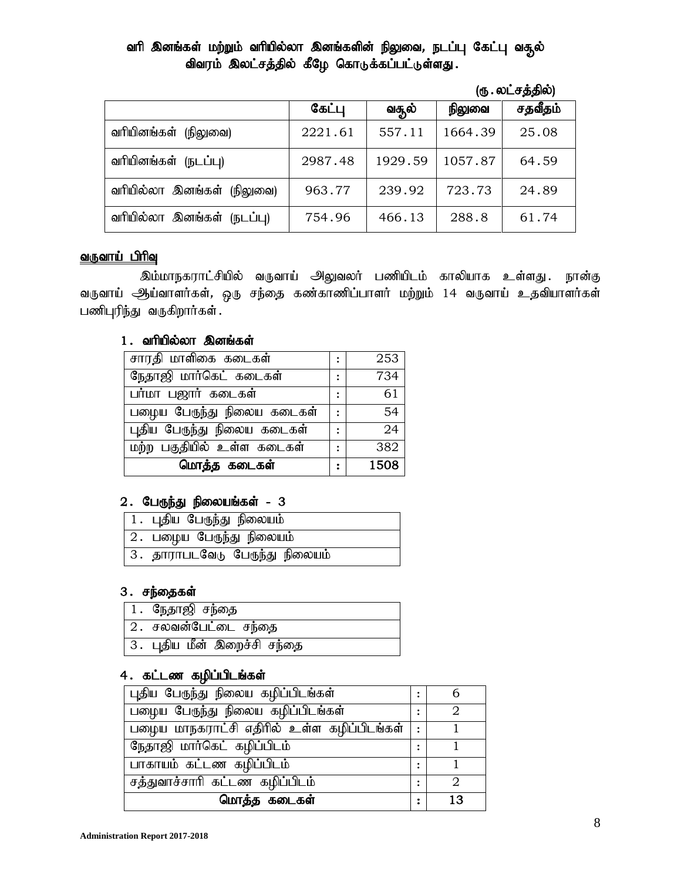**வரி இனங்கள் மற்றும் வரியில்லா இனங்களின் நிலுவை, நடப்பு கேட்பு வசூல் விவரம் இலட்சத்தில் கீழே கொடுக்கப்பட்டுள்ளது.**

(ரூ.லட்சத்தில்)

| | கேட்பு | வசூல் | நிலுவை | சதவீதம் |
|---|---|---|---|---|
| வரியினங்கள் (நிலுவை) | 2221.61 | 557.11 | 1664.39 | 25.08 |
| வரியினங்கள் (நடப்பு) | 2987.48 | 1929.59 | 1057.87 | 64.59 |
| வரியில்லா இனங்கள் (நிலுவை) | 963.77 | 239.92 | 723.73 | 24.89 |
| வரியில்லா இனங்கள் (நடப்பு) | 754.96 | 466.13 | 288.8 | 61.74 |

**வருவாய் பிரிவு**

இம்மாநகராட்சியில் வருவாய் அலுவலர் பணியிடம் காலியாக உள்ளது. நான்கு வருவாய் ஆய்வாளர்கள், ஒரு சந்தை கண்காணிப்பாளர் மற்றும் 14 வருவாய் உதவியாளர்கள் பணிபுரிந்து வருகிறார்கள்.

**1. வரியில்லா இனங்கள்**

| | | |
|---|---|---|
| சாரதி மாளிகை கடைகள் | : | 253 |
| நேதாஜி மார்கெட் கடைகள் | : | 734 |
| பர்மா பஜார் கடைகள் | : | 61 |
| பழைய பேருந்து நிலைய கடைகள் | : | 54 |
| புதிய பேருந்து நிலைய கடைகள் | : | 24 |
| மற்ற பகுதியில் உள்ள கடைகள் | : | 382 |
| **மொத்த கடைகள்** | : | **1508** |

**2. பேருந்து நிலையங்கள் - 3**

| |
|---|
| 1. புதிய பேருந்து நிலையம் |
| 2. பழைய பேருந்து நிலையம் |
| 3. தாராபடவேடு பேருந்து நிலையம் |

**3. சந்தைகள்**

| |
|---|
| 1. நேதாஜி சந்தை |
| 2. சலவன்பேட்டை சந்தை |
| 3. புதிய மீன் இறைச்சி சந்தை |

**4. கட்டண கழிப்பிடங்கள்**

| | | |
|---|---|---|
| புதிய பேருந்து நிலைய கழிப்பிடங்கள் | : | 6 |
| பழைய பேருந்து நிலைய கழிப்பிடங்கள் | : | 2 |
| பழைய மாநகராட்சி எதிரில் உள்ள கழிப்பிடங்கள் | : | 1 |
| நேதாஜி மார்கெட் கழிப்பிடம் | : | 1 |
| பாகாயம் கட்டண கழிப்பிடம் | : | 1 |
| சத்துவாச்சாரி கட்டண கழிப்பிடம் | : | 2 |
| **மொத்த கடைகள்** | : | **13** |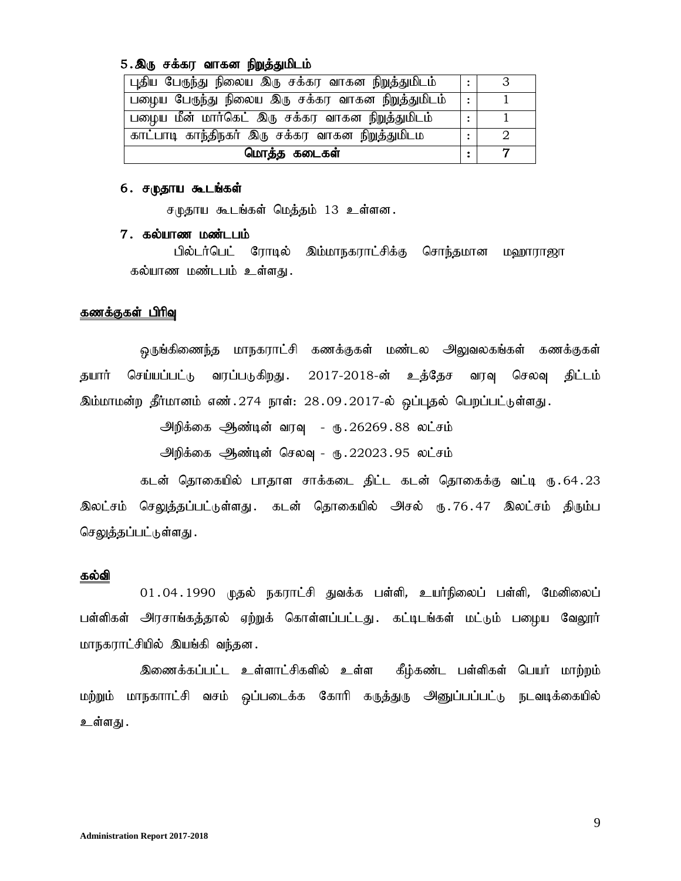### 5.இரு சக்கர வாகன நிறுத்துமிடம்

| | | |
|---|---|---|
| புதிய பேருந்து நிலைய இரு சக்கர வாகன நிறுத்துமிடம் | : | 3 |
| பழைய பேருந்து நிலைய இரு சக்கர வாகன நிறுத்துமிடம் | : | 1 |
| பழைய மீன் மார்கெட் இரு சக்கர வாகன நிறுத்துமிடம் | : | 1 |
| காட்பாடி காந்திநகர் இரு சக்கர வாகன நிறுத்துமிடம | : | 2 |
| **மொத்த கடைகள்** | **:** | **7** |

### 6. சமுதாய கூடங்கள்

சமுதாய கூடங்கள் மெத்தம் 13 உள்ளன.

### 7. கல்யாண மண்டபம்

பில்டர்பெட் ரோடில் இம்மாநகராட்சிக்கு சொந்தமான மஹாராஜா கல்யாண மண்டபம் உள்ளது.

## கணக்குகள் பிரிவு

ஒருங்கிணைந்த மாநகராட்சி கணக்குகள் மண்டல அலுவலகங்கள் கணக்குகள் தயார் செய்யப்பட்டு வரப்படுகிறது. 2017-2018-ன் உத்தேச வரவு செலவு திட்டம் இம்மாமன்ற தீர்மானம் எண்.274 நாள்: 28.09.2017-ல் ஒப்புதல் பெறப்பட்டுள்ளது.

அறிக்கை ஆண்டின் வரவு - ரு.26269.88 லட்சம்

அறிக்கை ஆண்டின் செலவு - ரு.22023.95 லட்சம்

கடன் தொகையில் பாதாள சாக்கடை திட்ட கடன் தொகைக்கு வட்டி ரு.64.23 இலட்சம் செலுத்தப்பட்டுள்ளது. கடன் தொகையில் அசல் ரு.76.47 இலட்சம் திரும்ப செலுத்தப்பட்டுள்ளது.

## கல்வி

01.04.1990 முதல் நகராட்சி துவக்க பள்ளி, உயர்நிலைப் பள்ளி, மேனிலைப் பள்ளிகள் அரசாங்கத்தால் ஏற்றுக் கொள்ளப்பட்டது. கட்டிடங்கள் மட்டும் பழைய வேலூர் மாநகராட்சியில் இயங்கி வந்தன.

இணைக்கப்பட்ட உள்ளாட்சிகளில் உள்ள கீழ்கண்ட பள்ளிகள் பெயர் மாற்றம் மற்றும் மாநகாாட்சி வசம் ஒப்படைக்க கோரி கருத்துரு அனுப்பப்பட்டு நடவடிக்கையில் உள்ளது.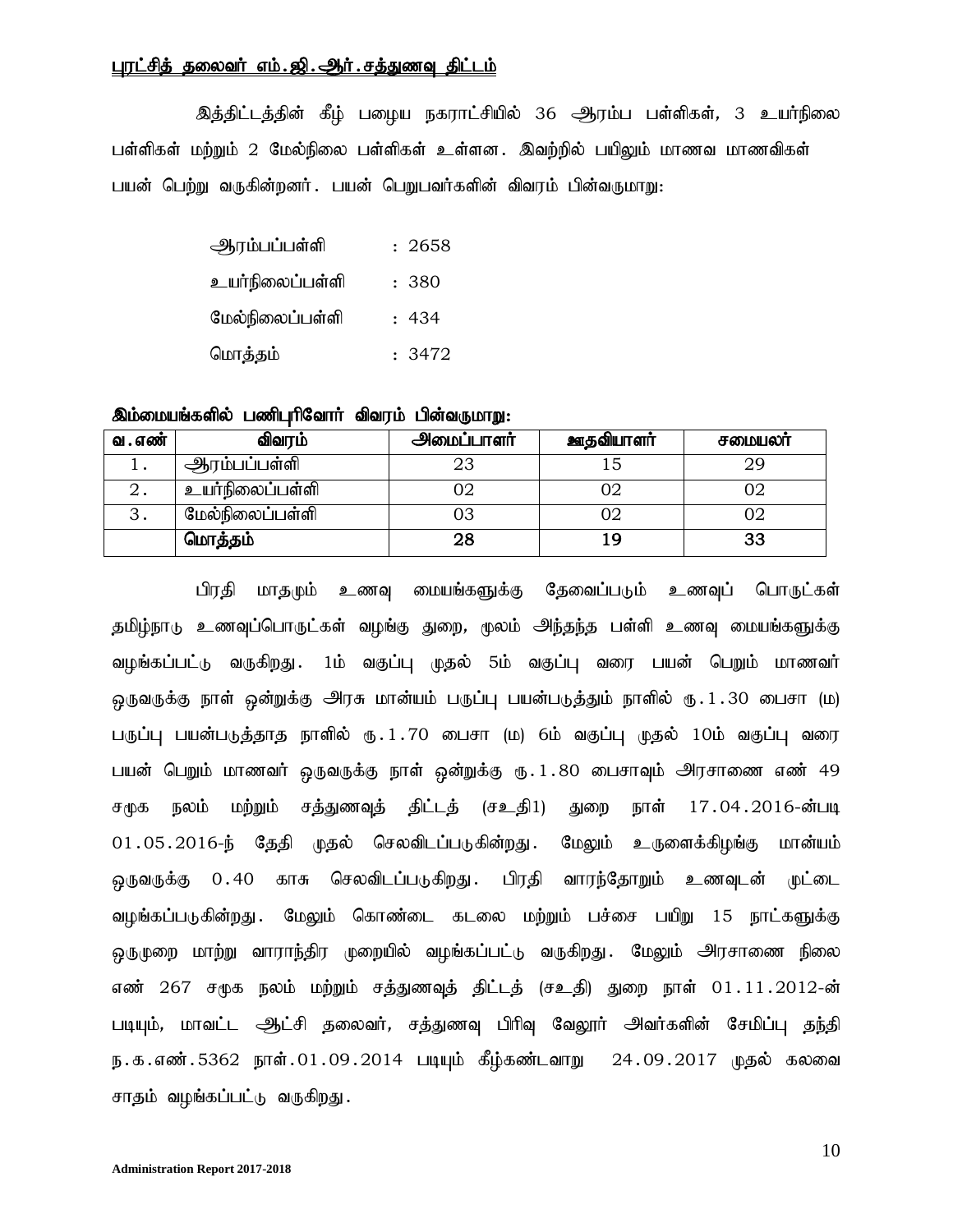## புரட்சித் தலைவர் எம்.ஜி.ஆர்.சத்துணவு திட்டம்

இத்திட்டத்தின் கீழ் பழைய நகராட்சியில் 36 ஆரம்ப பள்ளிகள், 3 உயர்நிலை பள்ளிகள் மற்றும் 2 மேல்நிலை பள்ளிகள் உள்ளன. இவற்றில் பயிலும் மாணவ மாணவிகள் பயன் பெற்று வருகின்றனர். பயன் பெறுபவர்களின் விவரம் பின்வருமாறு:

| | |
|---|---|
| ஆரம்பப்பள்ளி | : 2658 |
| உயர்நிலைப்பள்ளி | : 380 |
| மேல்நிலைப்பள்ளி | : 434 |
| மொத்தம் | : 3472 |

**இம்மையங்களில் பணிபுரிவோர் விவரம் பின்வருமாறு:**

| வ.எண் | விவரம் | அமைப்பாளர் | ஊதவியாளர் | சமையலர் |
|---|---|---|---|---|
| 1. | ஆரம்பப்பள்ளி | 23 | 15 | 29 |
| 2. | உயர்நிலைப்பள்ளி | 02 | 02 | 02 |
| 3. | மேல்நிலைப்பள்ளி | 03 | 02 | 02 |
| | **மொத்தம்** | **28** | **19** | **33** |

பிரதி மாதமும் உணவு மையங்களுக்கு தேவைப்படும் உணவுப் பொருட்கள் தமிழ்நாடு உணவுப்பொருட்கள் வழங்கு துறை, மூலம் அந்தந்த பள்ளி உணவு மையங்களுக்கு வழங்கப்பட்டு வருகிறது. 1ம் வகுப்பு முதல் 5ம் வகுப்பு வரை பயன் பெறும் மாணவர் ஒருவருக்கு நாள் ஒன்றுக்கு அரசு மான்யம் பருப்பு பயன்படுத்தும் நாளில் ரு.1.30 பைசா (ம) பருப்பு பயன்படுத்தாத நாளில் ரு.1.70 பைசா (ம) 6ம் வகுப்பு முதல் 10ம் வகுப்பு வரை பயன் பெறும் மாணவர் ஒருவருக்கு நாள் ஒன்றுக்கு ரு.1.80 பைசாவும் அரசாணை எண் 49 சமுக நலம் மற்றும் சத்துணவுத் திட்டத் (சஉதி1) துறை நாள் 17.04.2016-ன்படி 01.05.2016-ந் தேதி முதல் செலவிடப்படுகின்றது. மேலும் உருளைக்கிழங்கு மான்யம் ஒருவருக்கு 0.40 காசு செலவிடப்படுகிறது. பிரதி வாரந்தோறும் உணவுடன் முட்டை வழங்கப்படுகின்றது. மேலும் கொண்டை கடலை மற்றும் பச்சை பயிறு 15 நாட்களுக்கு ஒருமுறை மாற்று வாராந்திர முறையில் வழங்கப்பட்டு வருகிறது. மேலும் அரசாணை நிலை எண் 267 சமுக நலம் மற்றும் சத்துணவுத் திட்டத் (சஉதி) துறை நாள் 01.11.2012-ன் படியும், மாவட்ட ஆட்சி தலைவர், சத்துணவு பிரிவு வேலூர் அவர்களின் சேமிப்பு தந்தி ந.க.எண்.5362 நாள்.01.09.2014 படியும் கீழ்கண்டவாறு 24.09.2017 முதல் கலவை சாதம் வழங்கப்பட்டு வருகிறது.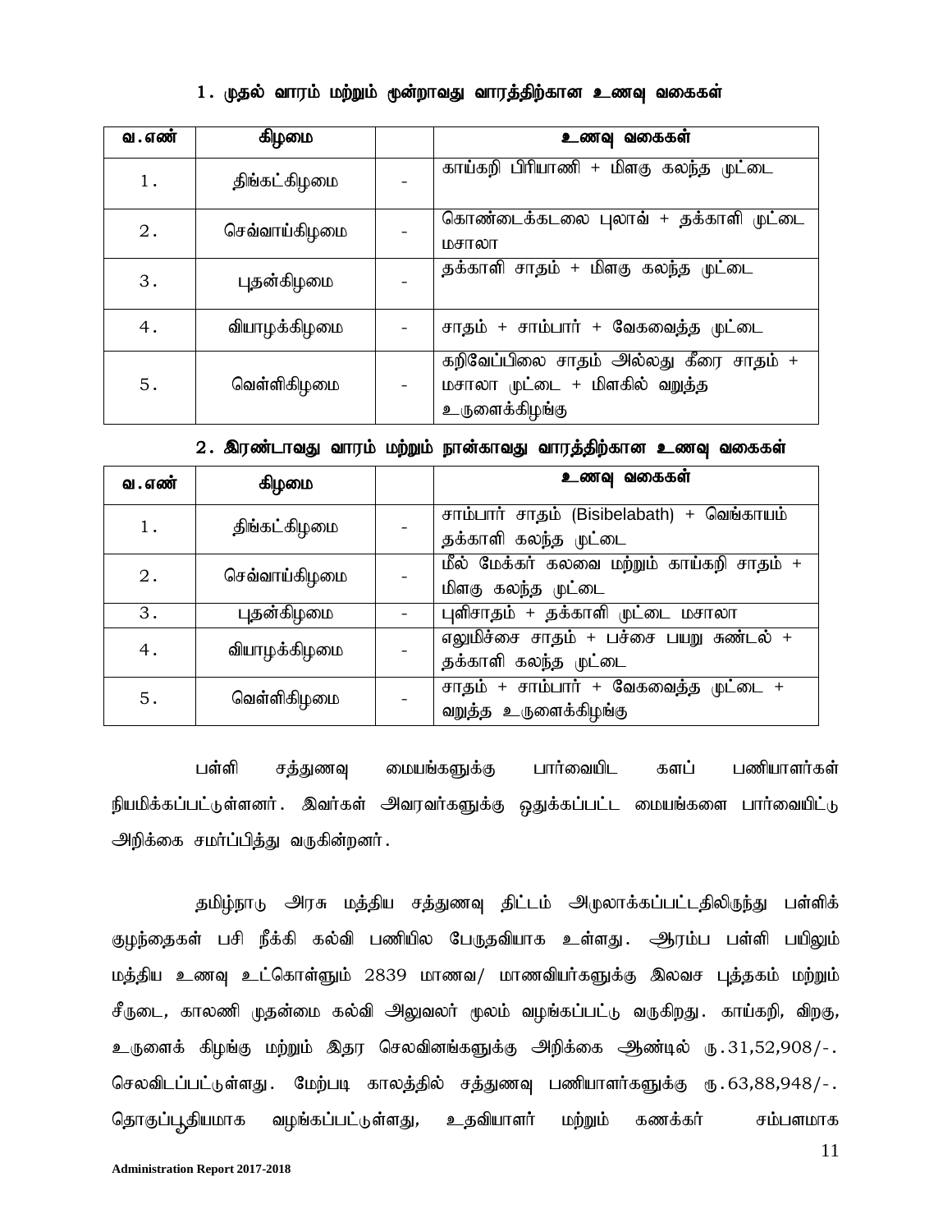### 1. முதல் வாரம் மற்றும் மூன்றாவது வாரத்திற்கான உணவு வகைகள்

| வ.எண் | கிழமை | | உணவு வகைகள் |
|---|---|---|---|
| 1. | திங்கட்கிழமை | - | காய்கறி பிரியாணி + மிளகு கலந்த முட்டை |
| 2. | செவ்வாய்கிழமை | - | கொண்டைக்கடலை புலாவ் + தக்காளி முட்டை மசாலா |
| 3. | புதன்கிழமை | - | தக்காளி சாதம் + மிளகு கலந்த முட்டை |
| 4. | வியாழக்கிழமை | - | சாதம் + சாம்பார் + வேகவைத்த முட்டை |
| 5. | வெள்ளிகிழமை | - | கறிவேப்பிலை சாதம் அல்லது கீரை சாதம் + மசாலா முட்டை + மிளகில் வறுத்த உருளைக்கிழங்கு |

### 2. இரண்டாவது வாரம் மற்றும் நான்காவது வாரத்திற்கான உணவு வகைகள்

| வ.எண் | கிழமை | | உணவு வகைகள் |
|---|---|---|---|
| 1. | திங்கட்கிழமை | - | சாம்பார் சாதம் (Bisibelabath) + வெங்காயம் தக்காளி கலந்த முட்டை |
| 2. | செவ்வாய்கிழமை | - | மீல் மேக்கர் கலவை மற்றும் காய்கறி சாதம் + மிளகு கலந்த முட்டை |
| 3. | புதன்கிழமை | - | புளிசாதம் + தக்காளி முட்டை மசாலா |
| 4. | வியாழக்கிழமை | - | எலுமிச்சை சாதம் + பச்சை பயறு சுண்டல் + தக்காளி கலந்த முட்டை |
| 5. | வெள்ளிகிழமை | - | சாதம் + சாம்பார் + வேகவைத்த முட்டை + வறுத்த உருளைக்கிழங்கு |

பள்ளி சத்துணவு மையங்களுக்கு பார்வையிட களப் பணியாளர்கள் நியமிக்கப்பட்டுள்ளனர். இவர்கள் அவரவர்களுக்கு ஒதுக்கப்பட்ட மையங்களை பார்வையிட்டு அறிக்கை சமர்ப்பித்து வருகின்றனர்.

தமிழ்நாடு அரசு மத்திய சத்துணவு திட்டம் அமுலாக்கப்பட்டதிலிருந்து பள்ளிக் குழந்தைகள் பசி நீக்கி கல்வி பணியில பேருதவியாக உள்ளது. ஆரம்ப பள்ளி பயிலும் மத்திய உணவு உட்கொள்ளும் 2839 மாணவ/ மாணவியர்களுக்கு இலவச புத்தகம் மற்றும் சீருடை, காலணி முதன்மை கல்வி அலுவலர் மூலம் வழங்கப்பட்டு வருகிறது. காய்கறி, விறகு, உருளைக் கிழங்கு மற்றும் இதர செலவினங்களுக்கு அறிக்கை ஆண்டில் ரு.31,52,908/-. செலவிடப்பட்டுள்ளது. மேற்படி காலத்தில் சத்துணவு பணியாளர்களுக்கு ரு.63,88,948/-. தொகுப்பூதியமாக வழங்கப்பட்டுள்ளது, உதவியாளர் மற்றும் கணக்கர் சம்பளமாக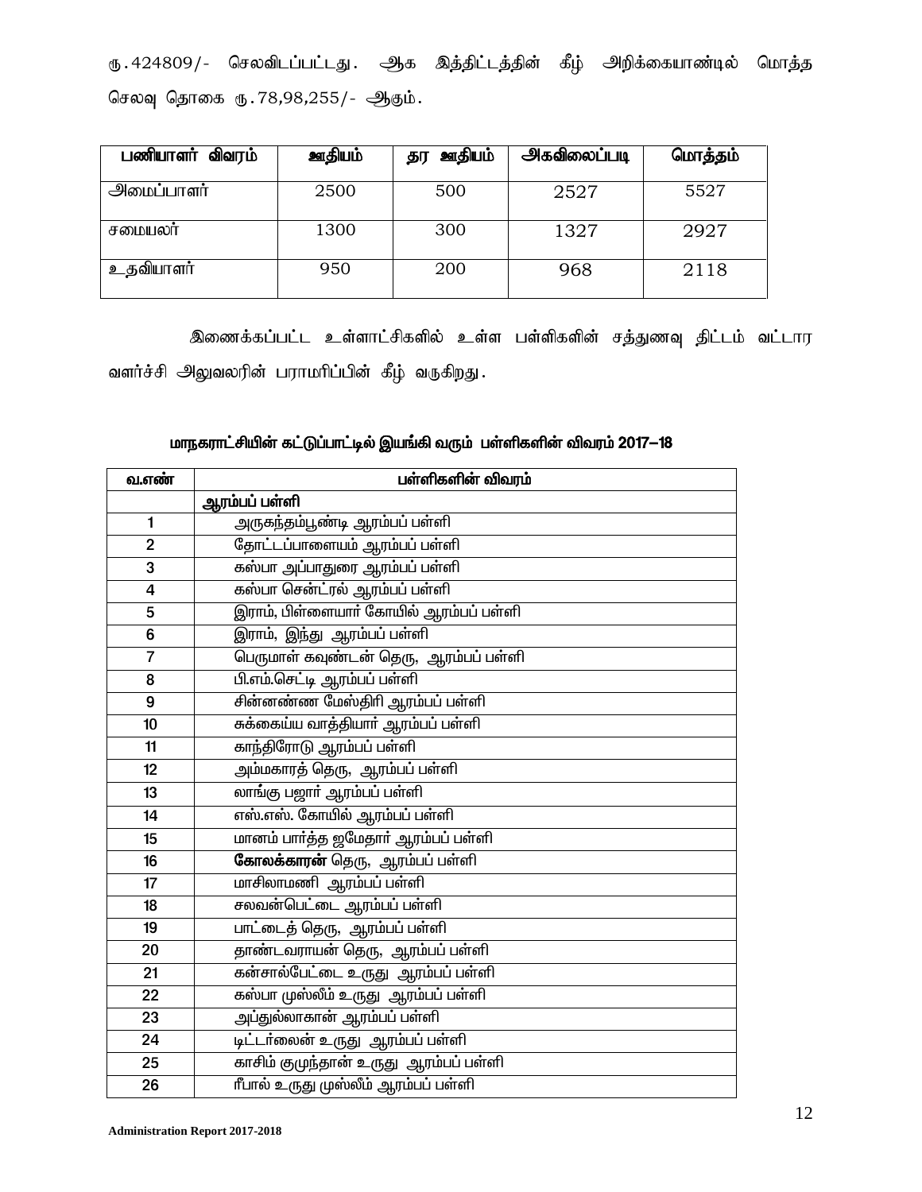ரு.424809/- செலவிடப்பட்டது. ஆக இத்திட்டத்தின் கீழ் அறிக்கையாண்டில் மொத்த செலவு தொகை ரு.78,98,255/- ஆகும்.

| பணியாளர் விவரம் | ஊதியம் | தர ஊதியம் | அகவிலைப்படி | மொத்தம் |
|---|---|---|---|---|
| அமைப்பாளர் | 2500 | 500 | 2527 | 5527 |
| சமையலர் | 1300 | 300 | 1327 | 2927 |
| உதவியாளர் | 950 | 200 | 968 | 2118 |

இணைக்கப்பட்ட உள்ளாட்சிகளில் உள்ள பள்ளிகளின் சத்துணவு திட்டம் வட்டார வளர்ச்சி அலுவலரின் பராமரிப்பின் கீழ் வருகிறது.

**மாநகராட்சியின் கட்டுப்பாட்டில் இயங்கி வரும் பள்ளிகளின் விவரம் 2017–18**

| வ.எண் | பள்ளிகளின் விவரம் |
|---|---|
| | **ஆரம்பப் பள்ளி** |
| 1 | அருகந்தம்பூண்டி ஆரம்பப் பள்ளி |
| 2 | தோட்டப்பாளையம் ஆரம்பப் பள்ளி |
| 3 | கஸ்பா அப்பாதுரை ஆரம்பப் பள்ளி |
| 4 | கஸ்பா சென்ட்ரல் ஆரம்பப் பள்ளி |
| 5 | இராம், பிள்ளையார் கோயில் ஆரம்பப் பள்ளி |
| 6 | இராம், இந்து ஆரம்பப் பள்ளி |
| 7 | பெருமாள் கவுண்டன் தெரு, ஆரம்பப் பள்ளி |
| 8 | பி.எம்.செட்டி ஆரம்பப் பள்ளி |
| 9 | சின்னண்ண மேஸ்திரி ஆரம்பப் பள்ளி |
| 10 | சுக்கைய்ய வாத்தியார் ஆரம்பப் பள்ளி |
| 11 | காந்திரோடு ஆரம்பப் பள்ளி |
| 12 | அம்மகாரத் தெரு, ஆரம்பப் பள்ளி |
| 13 | லாங்கு பஜார் ஆரம்பப் பள்ளி |
| 14 | எஸ்.எஸ். கோயில் ஆரம்பப் பள்ளி |
| 15 | மானம் பார்த்த ஜமேதார் ஆரம்பப் பள்ளி |
| 16 | **கோலக்காரன்** தெரு, ஆரம்பப் பள்ளி |
| 17 | மாசிலாமணி ஆரம்பப் பள்ளி |
| 18 | சலவன்பெட்டை ஆரம்பப் பள்ளி |
| 19 | பாட்டைத் தெரு, ஆரம்பப் பள்ளி |
| 20 | தாண்டவராயன் தெரு, ஆரம்பப் பள்ளி |
| 21 | கன்சால்பேட்டை உருது ஆரம்பப் பள்ளி |
| 22 | கஸ்பா முஸ்லீம் உருது ஆரம்பப் பள்ளி |
| 23 | அப்துல்லாகான் ஆரம்பப் பள்ளி |
| 24 | டிட்டர்லைன் உருது ஆரம்பப் பள்ளி |
| 25 | காசிம் குமுந்தான் உருது ஆரம்பப் பள்ளி |
| 26 | ரீபால் உருது முஸ்லீம் ஆரம்பப் பள்ளி |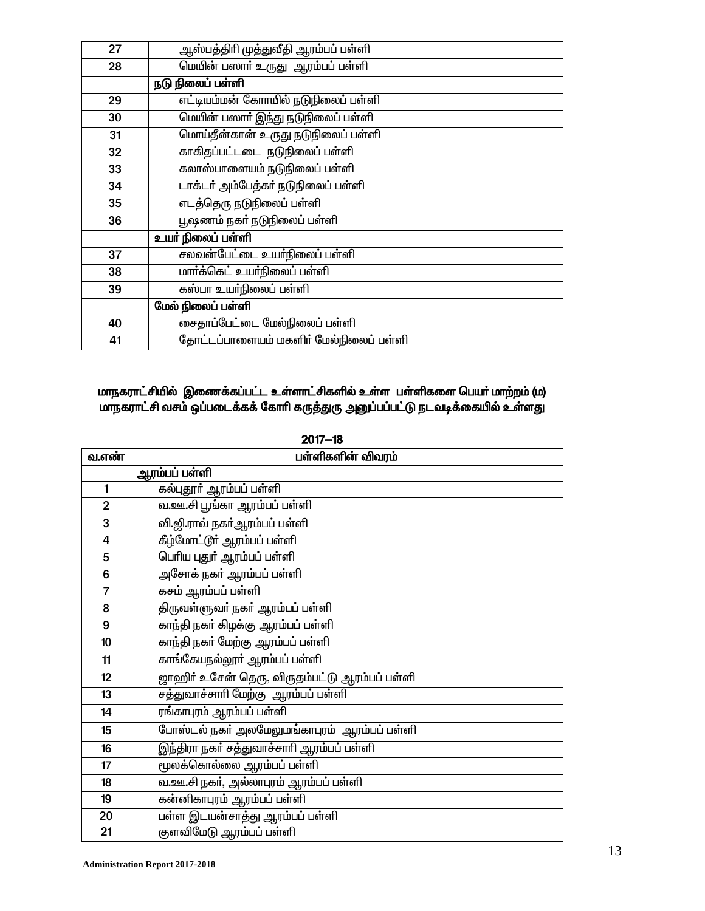| | |
|---|---|
| 27 | ஆஸ்பத்திரி முத்துவீதி ஆரம்பப் பள்ளி |
| 28 | மெயின் பஸார் உருது ஆரம்பப் பள்ளி |
| | **நடு நிலைப் பள்ளி** |
| 29 | எட்டியம்மன் கோயில் நடுநிலைப் பள்ளி |
| 30 | மெயின் பஸார் இந்து நடுநிலைப் பள்ளி |
| 31 | மொய்தீன்கான் உருது நடுநிலைப் பள்ளி |
| 32 | காகிதப்பட்டடை நடுநிலைப் பள்ளி |
| 33 | கலாஸ்பாளையம் நடுநிலைப் பள்ளி |
| 34 | டாக்டர் அம்பேத்கர் நடுநிலைப் பள்ளி |
| 35 | எடத்தெரு நடுநிலைப் பள்ளி |
| 36 | பூஷணம் நகர் நடுநிலைப் பள்ளி |
| | **உயர் நிலைப் பள்ளி** |
| 37 | சலவன்பேட்டை உயர்நிலைப் பள்ளி |
| 38 | மார்க்கெட் உயர்நிலைப் பள்ளி |
| 39 | கஸ்பா உயர்நிலைப் பள்ளி |
| | **மேல் நிலைப் பள்ளி** |
| 40 | சைதாப்பேட்டை மேல்நிலைப் பள்ளி |
| 41 | தோட்டப்பாளையம் மகளிர் மேல்நிலைப் பள்ளி |

**மாநகராட்சியில் இணைக்கப்பட்ட உள்ளாட்சிகளில் உள்ள பள்ளிகளை பெயர் மாற்றம் (ம) மாநகராட்சி வசம் ஒப்படைக்கக் கோரி கருத்துரு அனுப்பப்பட்டு நடவடிக்கையில் உள்ளது**

**2017–18**

| வ.எண் | பள்ளிகளின் விவரம் |
|---|---|
| | **ஆரம்பப் பள்ளி** |
| 1 | கல்புதூர் ஆரம்பப் பள்ளி |
| 2 | வ.ஊ.சி பூங்கா ஆரம்பப் பள்ளி |
| 3 | வி.ஜி.ராவ் நகர்ஆரம்பப் பள்ளி |
| 4 | கீழ்மோட்டுர் ஆரம்பப் பள்ளி |
| 5 | பெரிய புதுர் ஆரம்பப் பள்ளி |
| 6 | அசோக் நகர் ஆரம்பப் பள்ளி |
| 7 | கசம் ஆரம்பப் பள்ளி |
| 8 | திருவள்ளுவர் நகர் ஆரம்பப் பள்ளி |
| 9 | காந்தி நகர் கிழக்கு ஆரம்பப் பள்ளி |
| 10 | காந்தி நகர் மேற்கு ஆரம்பப் பள்ளி |
| 11 | காங்கேயநல்லூர் ஆரம்பப் பள்ளி |
| 12 | ஜாஹிர் உசேன் தெரு, விருதம்பட்டு ஆரம்பப் பள்ளி |
| 13 | சத்துவாச்சாரி மேற்கு ஆரம்பப் பள்ளி |
| 14 | ரங்காபுரம் ஆரம்பப் பள்ளி |
| 15 | போஸ்டல் நகர் அலமேலுமங்காபுரம் ஆரம்பப் பள்ளி |
| 16 | இந்திரா நகர் சத்துவாச்சாரி ஆரம்பப் பள்ளி |
| 17 | மூலக்கொல்லை ஆரம்பப் பள்ளி |
| 18 | வ.ஊ.சி நகர், அல்லாபுரம் ஆரம்பப் பள்ளி |
| 19 | கன்னிகாபுரம் ஆரம்பப் பள்ளி |
| 20 | பள்ள இடயன்சாத்து ஆரம்பப் பள்ளி |
| 21 | குளவிமேடு ஆரம்பப் பள்ளி |

**Administration Report 2017-2018**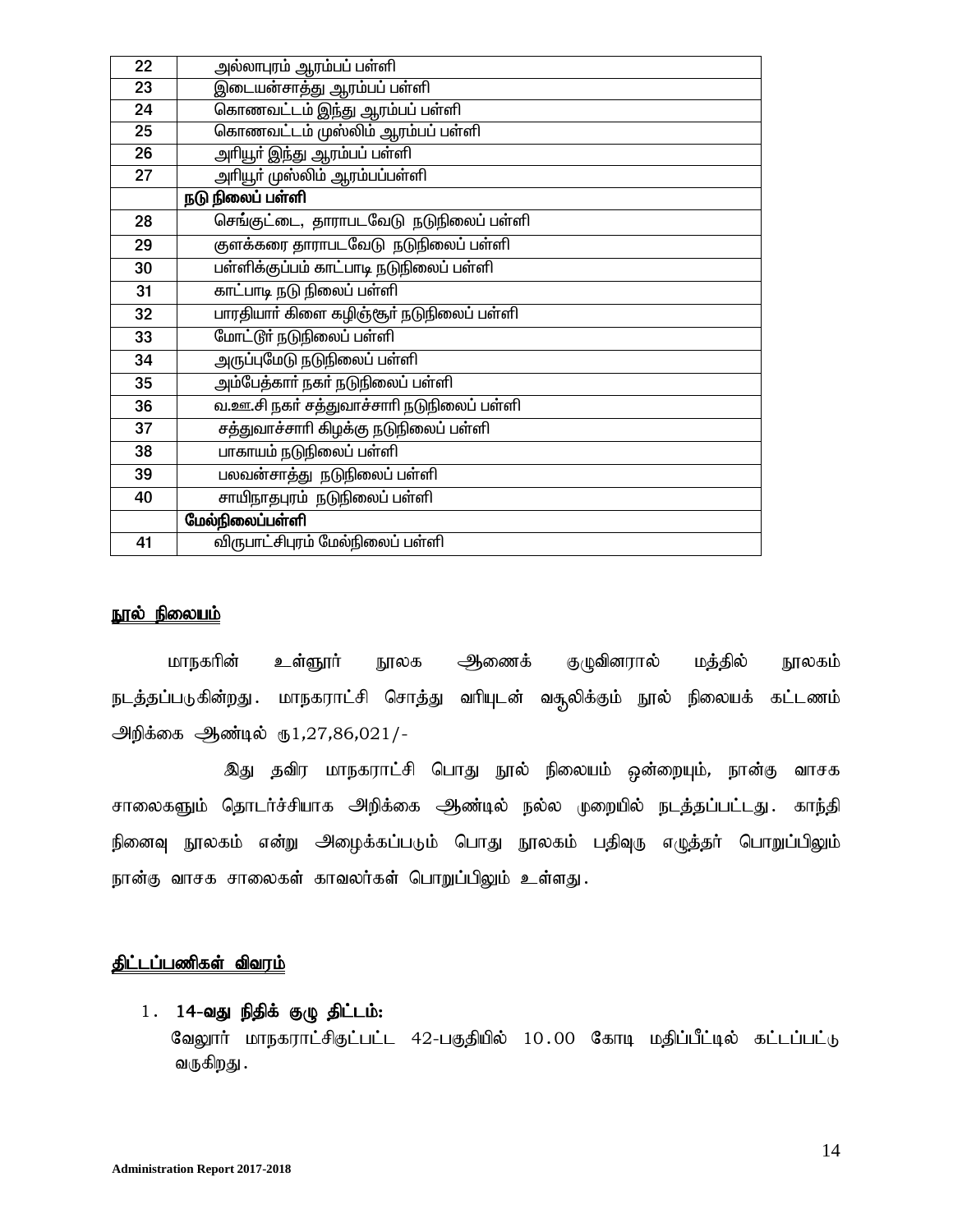| 22 | அல்லாபுரம் ஆரம்பப் பள்ளி |
|---|---|
| 23 | இடையன்சாத்து ஆரம்பப் பள்ளி |
| 24 | கொணவட்டம் இந்து ஆரம்பப் பள்ளி |
| 25 | கொணவட்டம் முஸ்லிம் ஆரம்பப் பள்ளி |
| 26 | அரியூர் இந்து ஆரம்பப் பள்ளி |
| 27 | அரியூர் முஸ்லிம் ஆரம்பப்பள்ளி |
| | **நடு நிலைப் பள்ளி** |
| 28 | செங்குட்டை, தாராபடவேடு நடுநிலைப் பள்ளி |
| 29 | குளக்கரை தாராபடவேடு நடுநிலைப் பள்ளி |
| 30 | பள்ளிக்குப்பம் காட்பாடி நடுநிலைப் பள்ளி |
| 31 | காட்பாடி நடு நிலைப் பள்ளி |
| 32 | பாரதியார் கிளை கழிஞ்சூர் நடுநிலைப் பள்ளி |
| 33 | மோட்டூர் நடுநிலைப் பள்ளி |
| 34 | அருப்புமேடு நடுநிலைப் பள்ளி |
| 35 | அம்பேத்கார் நகர் நடுநிலைப் பள்ளி |
| 36 | வ.ஊ.சி நகர் சத்துவாச்சாரி நடுநிலைப் பள்ளி |
| 37 | சத்துவாச்சாரி கிழக்கு நடுநிலைப் பள்ளி |
| 38 | பாகாயம் நடுநிலைப் பள்ளி |
| 39 | பலவன்சாத்து நடுநிலைப் பள்ளி |
| 40 | சாயிநாதபுரம் நடுநிலைப் பள்ளி |
| | **மேல்நிலைப்பள்ளி** |
| 41 | விருபாட்சிபுரம் மேல்நிலைப் பள்ளி |

**<u>நூல் நிலையம்</u>**

மாநகரின் உள்ளூர் நூலக ஆணைக் குழுவினரால் மத்தில் நூலகம் நடத்தப்படுகின்றது. மாநகராட்சி சொத்து வரியுடன் வசூலிக்கும் நூல் நிலையக் கட்டணம் அறிக்கை ஆண்டில் ரூ1,27,86,021/-

இது தவிர மாநகராட்சி பொது நூல் நிலையம் ஒன்றையும், நான்கு வாசக சாலைகளும் தொடர்ச்சியாக அறிக்கை ஆண்டில் நல்ல முறையில் நடத்தப்பட்டது. காந்தி நினைவு நூலகம் என்று அழைக்கப்படும் பொது நூலகம் பதிவுரு எழுத்தர் பொறுப்பிலும் நான்கு வாசக சாலைகள் காவலர்கள் பொறுப்பிலும் உள்ளது.

**<u>திட்டப்பணிகள் விவரம்</u>**

1. **14-வது நிதிக் குழு திட்டம்:**
   வேலூர் மாநகராட்சிகுட்பட்ட 42-பகுதியில் 10.00 கோடி மதிப்பீட்டில் கட்டப்பட்டு வருகிறது.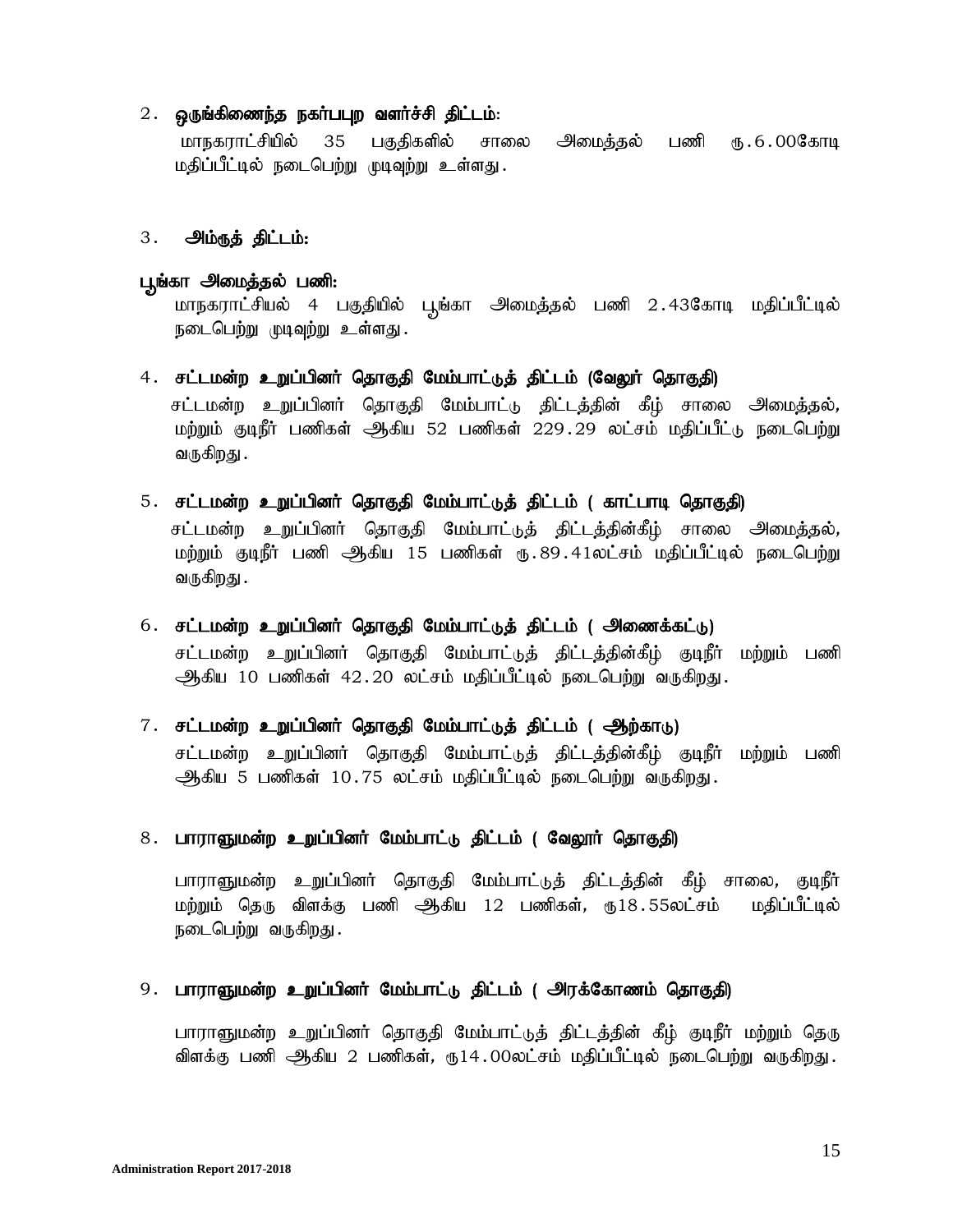2. **ஒருங்கிணைந்த நகர்பபுற வளர்ச்சி திட்டம்:**

மாநகராட்சியில் 35 பகுதிகளில் சாலை அமைத்தல் பணி ரூ.6.00கோடி மதிப்பீட்டில் நடைபெற்று முடிவுற்று உள்ளது.

3. **அம்ருத் திட்டம்:**

**பூங்கா அமைத்தல் பணி:**

மாநகராட்சியல் 4 பகுதியில் பூங்கா அமைத்தல் பணி 2.43கோடி மதிப்பீட்டில் நடைபெற்று முடிவுற்று உள்ளது.

4. **சட்டமன்ற உறுப்பினர் தொகுதி மேம்பாட்டுத் திட்டம் (வேலூர் தொகுதி)**

சட்டமன்ற உறுப்பினர் தொகுதி மேம்பாட்டு திட்டத்தின் கீழ் சாலை அமைத்தல், மற்றும் குடிநீர் பணிகள் ஆகிய 52 பணிகள் 229.29 லட்சம் மதிப்பீட்டு நடைபெற்று வருகிறது.

5. **சட்டமன்ற உறுப்பினர் தொகுதி மேம்பாட்டுத் திட்டம் ( காட்பாடி தொகுதி)**

சட்டமன்ற உறுப்பினர் தொகுதி மேம்பாட்டுத் திட்டத்தின்கீழ் சாலை அமைத்தல், மற்றும் குடிநீர் பணி ஆகிய 15 பணிகள் ரூ.89.41லட்சம் மதிப்பீட்டில் நடைபெற்று வருகிறது.

6. **சட்டமன்ற உறுப்பினர் தொகுதி மேம்பாட்டுத் திட்டம் ( அணைக்கட்டு)**

சட்டமன்ற உறுப்பினர் தொகுதி மேம்பாட்டுத் திட்டத்தின்கீழ் குடிநீர் மற்றும் பணி ஆகிய 10 பணிகள் 42.20 லட்சம் மதிப்பீட்டில் நடைபெற்று வருகிறது.

7. **சட்டமன்ற உறுப்பினர் தொகுதி மேம்பாட்டுத் திட்டம் ( ஆற்காடு)**

சட்டமன்ற உறுப்பினர் தொகுதி மேம்பாட்டுத் திட்டத்தின்கீழ் குடிநீர் மற்றும் பணி ஆகிய 5 பணிகள் 10.75 லட்சம் மதிப்பீட்டில் நடைபெற்று வருகிறது.

8. **பாராளுமன்ற உறுப்பினர் மேம்பாட்டு திட்டம் ( வேலூர் தொகுதி)**

பாராளுமன்ற உறுப்பினர் தொகுதி மேம்பாட்டுத் திட்டத்தின் கீழ் சாலை, குடிநீர் மற்றும் தெரு விளக்கு பணி ஆகிய 12 பணிகள், ரூ18.55லட்சம் மதிப்பீட்டில் நடைபெற்று வருகிறது.

9. **பாராளுமன்ற உறுப்பினர் மேம்பாட்டு திட்டம் ( அரக்கோணம் தொகுதி)**

பாராளுமன்ற உறுப்பினர் தொகுதி மேம்பாட்டுத் திட்டத்தின் கீழ் குடிநீர் மற்றும் தெரு விளக்கு பணி ஆகிய 2 பணிகள், ரூ14.00லட்சம் மதிப்பீட்டில் நடைபெற்று வருகிறது.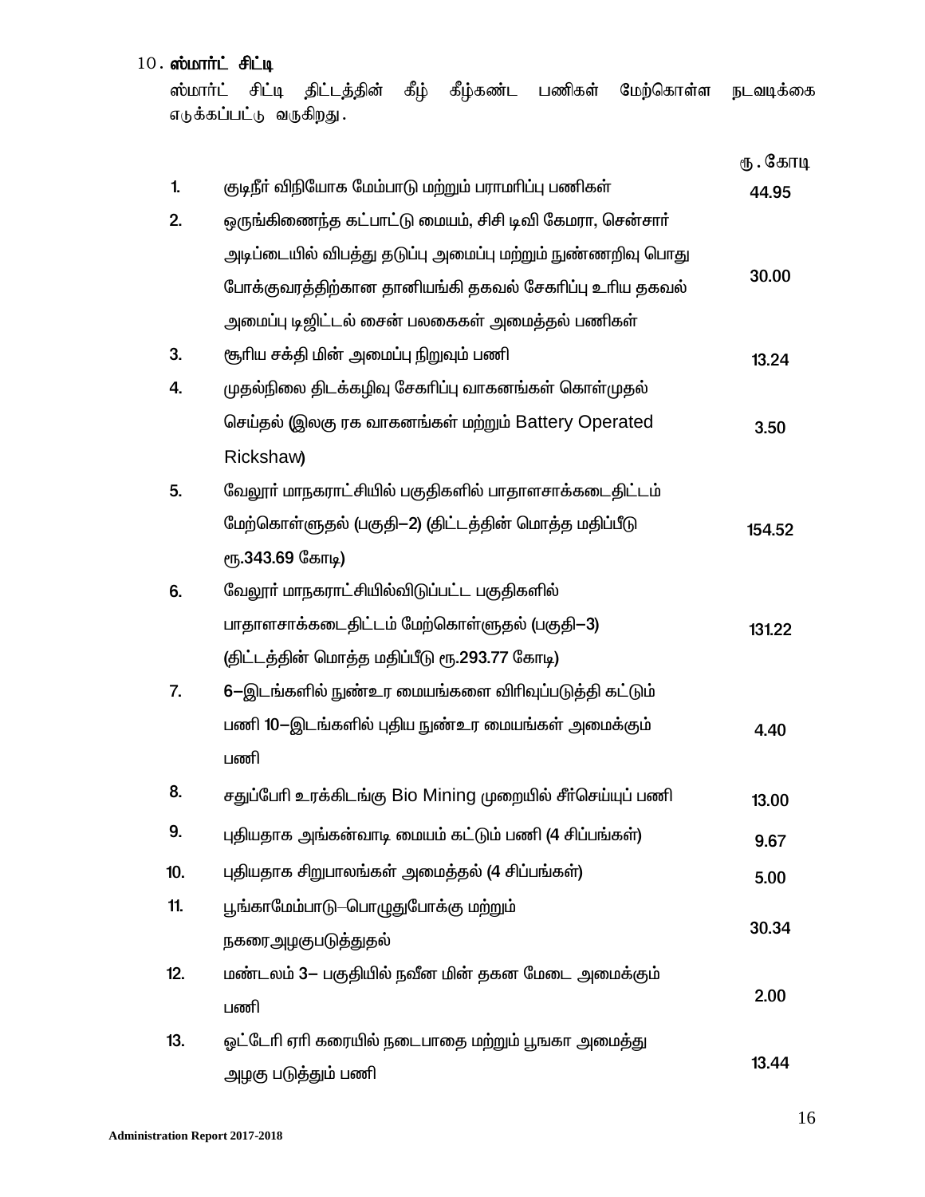10. **ஸ்மார்ட் சிட்டி**

ஸ்மார்ட் சிட்டி திட்டத்தின் கீழ் கீழ்கண்ட பணிகள் மேற்கொள்ள நடவடிக்கை எடுக்கப்பட்டு வருகிறது.

| | | ரூ. கோடி |
|---|---|---|
| 1. | குடிநீர் விநியோக மேம்பாடு மற்றும் பராமரிப்பு பணிகள் | 44.95 |
| 2. | ஒருங்கிணைந்த கட்டுப்பாட்டு மையம், சிசி டிவி கேமரா, சென்சார் அடிப்படையில் விபத்து தடுப்பு அமைப்பு மற்றும் நுண்ணறிவு பொது போக்குவரத்திற்கான தானியங்கி தகவல் சேகரிப்பு உரிய தகவல் அமைப்பு டிஜிட்டல் சைன் பலகைகள் அமைத்தல் பணிகள் | 30.00 |
| 3. | சூரிய சக்தி மின் அமைப்பு நிறுவும் பணி | 13.24 |
| 4. | முதல்நிலை திடக்கழிவு சேகரிப்பு வாகனங்கள் கொள்முதல் செய்தல் (இலகு ரக வாகனங்கள் மற்றும் Battery Operated Rickshaw) | 3.50 |
| 5. | வேலூர் மாநகராட்சியில் பகுதிகளில் பாதாளசாக்கடைதிட்டம் மேற்கொள்ளுதல் (பகுதி–2) (திட்டத்தின் மொத்த மதிப்பீடு ரூ.343.69 கோடி) | 154.52 |
| 6. | வேலூர் மாநகராட்சியில்விடுப்பட்ட பகுதிகளில் பாதாளசாக்கடைதிட்டம் மேற்கொள்ளுதல் (பகுதி–3) (திட்டத்தின் மொத்த மதிப்பீடு ரூ.293.77 கோடி) | 131.22 |
| 7. | 6–இடங்களில் நுண்உர மையங்களை விரிவுப்படுத்தி கட்டும் பணி 10–இடங்களில் புதிய நுண்உர மையங்கள் அமைக்கும் பணி | 4.40 |
| 8. | சதுப்பேரி உரக்கிடங்கு Bio Mining முறையில் சீர்செய்யுப் பணி | 13.00 |
| 9. | புதியதாக அங்கன்வாடி மையம் கட்டும் பணி (4 சிப்பங்கள்) | 9.67 |
| 10. | புதியதாக சிறுபாலங்கள் அமைத்தல் (4 சிப்பங்கள்) | 5.00 |
| 11. | பூங்காமேம்பாடு–பொழுதுபோக்கு மற்றும் நகரைஅழகுபடுத்துதல் | 30.34 |
| 12. | மண்டலம் 3– பகுதியில் நவீன மின் தகன மேடை அமைக்கும் பணி | 2.00 |
| 13. | ஓட்டேரி ஏரி கரையில் நடைபாதை மற்றும் பூஙகா அமைத்து அழகு படுத்தும் பணி | 13.44 |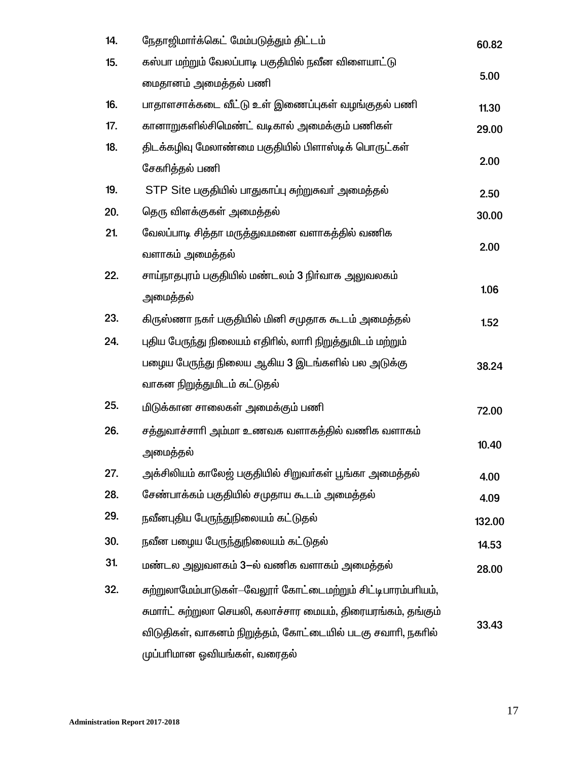| | | |
|---|---|---|
| 14. | நேதாஜிமார்க்கெட் மேம்படுத்தும் திட்டம் | 60.82 |
| 15. | கஸ்பா மற்றும் வேலப்பாடி பகுதியில் நவீன விளையாட்டு மைதானம் அமைத்தல் பணி | 5.00 |
| 16. | பாதாளசாக்கடை வீட்டு உள் இணைப்புகள் வழங்குதல் பணி | 11.30 |
| 17. | கானாறுகளில்சிமெண்ட் வடிகால் அமைக்கும் பணிகள் | 29.00 |
| 18. | திடக்கழிவு மேலாண்மை பகுதியில் பிளாஸ்டிக் பொருட்கள் சேகரித்தல் பணி | 2.00 |
| 19. | STP Site பகுதியில் பாதுகாப்பு சுற்றுசுவர் அமைத்தல் | 2.50 |
| 20. | தெரு விளக்குகள் அமைத்தல் | 30.00 |
| 21. | வேலப்பாடி சித்தா மருத்துவமனை வளாகத்தில் வணிக வளாகம் அமைத்தல் | 2.00 |
| 22. | சாய்நாதபுரம் பகுதியில் மண்டலம் 3 நிர்வாக அலுவலகம் அமைத்தல் | 1.06 |
| 23. | கிருஸ்ணா நகர் பகுதியில் மினி சமுதாக கூடம் அமைத்தல் | 1.52 |
| 24. | புதிய பேருந்து நிலையம் எதிரில், லாரி நிறுத்துமிடம் மற்றும் பழைய பேருந்து நிலைய ஆகிய 3 இடங்களில் பல அடுக்கு வாகன நிறுத்துமிடம் கட்டுதல் | 38.24 |
| 25. | மிடுக்கான சாலைகள் அமைக்கும் பணி | 72.00 |
| 26. | சத்துவாச்சாரி அம்மா உணவக வளாகத்தில் வணிக வளாகம் அமைத்தல் | 10.40 |
| 27. | அக்சிலியம் காலேஜ் பகுதியில் சிறுவர்கள் பூங்கா அமைத்தல் | 4.00 |
| 28. | சேண்பாக்கம் பகுதியில் சமுதாய கூடம் அமைத்தல் | 4.09 |
| 29. | நவீனபுதிய பேருந்துநிலையம் கட்டுதல் | 132.00 |
| 30. | நவீன பழைய பேருந்துநிலையம் கட்டுதல் | 14.53 |
| 31. | மண்டல அலுவளகம் 3–ல் வணிக வளாகம் அமைத்தல் | 28.00 |
| 32. | சுற்றுலாமேம்பாடுகள்–வேலூர் கோட்டைமற்றும் சிட்டிபாரம்பரியம், சுமார்ட் சுற்றுலா செயலி, கலாச்சார மையம், திரையரங்கம், தங்கும் விடுதிகள், வாகனம் நிறுத்தம், கோட்டையில் படகு சவாரி, நகரில் முப்பரிமான ஓவியங்கள், வரைதல் | 33.43 |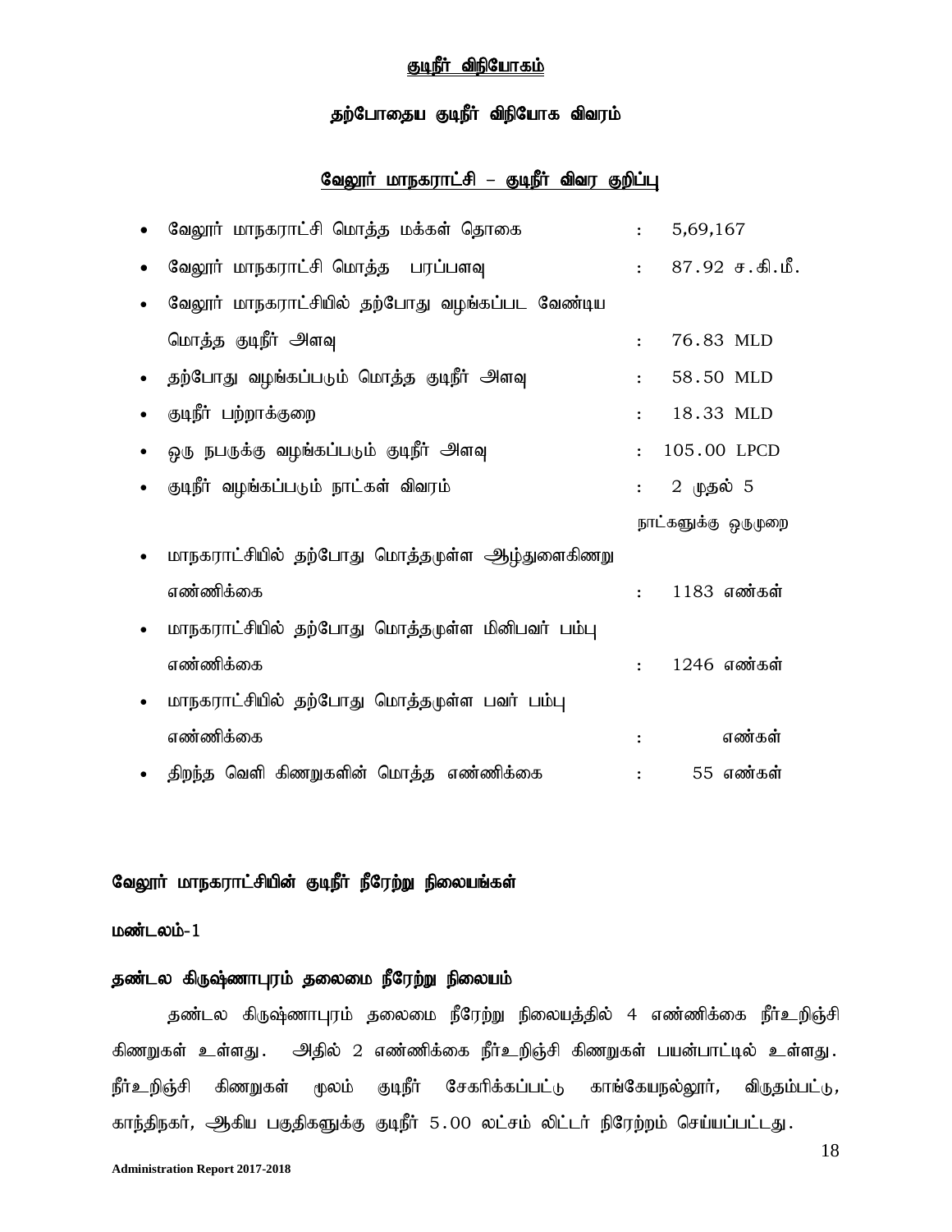## குடிநீர் விநியோகம்

### தற்போதைய குடிநீர் விநியோக விவரம்

### வேலூர் மாநகராட்சி – குடிநீர் விவர குறிப்பு

- வேலூர் மாநகராட்சி மொத்த மக்கள் தொகை : 5,69,167
- வேலூர் மாநகராட்சி மொத்த பரப்பளவு : 87.92 ச.கி.மீ.
- வேலூர் மாநகராட்சியில் தற்போது வழங்கப்பட வேண்டிய மொத்த குடிநீர் அளவு : 76.83 MLD
- தற்போது வழங்கப்படும் மொத்த குடிநீர் அளவு : 58.50 MLD
- குடிநீர் பற்றாக்குறை : 18.33 MLD
- ஒரு நபருக்கு வழங்கப்படும் குடிநீர் அளவு : 105.00 LPCD
- குடிநீர் வழங்கப்படும் நாட்கள் விவரம் : 2 முதல் 5 நாட்களுக்கு ஒருமுறை
- மாநகராட்சியில் தற்போது மொத்தமுள்ள ஆழ்துளைகிணறு எண்ணிக்கை : 1183 எண்கள்
- மாநகராட்சியில் தற்போது மொத்தமுள்ள மினிபவர் பம்பு எண்ணிக்கை : 1246 எண்கள்
- மாநகராட்சியில் தற்போது மொத்தமுள்ள பவர் பம்பு எண்ணிக்கை : எண்கள்
- திறந்த வெளி கிணறுகளின் மொத்த எண்ணிக்கை : 55 எண்கள்

**வேலூர் மாநகராட்சியின் குடிநீர் நீரேற்று நிலையங்கள்**

**மண்டலம்-1**

**தண்டல கிருஷ்ணாபுரம் தலைமை நீரேற்று நிலையம்**

தண்டல கிருஷ்ணாபுரம் தலைமை நீரேற்று நிலையத்தில் 4 எண்ணிக்கை நீர்உறிஞ்சி கிணறுகள் உள்ளது. அதில் 2 எண்ணிக்கை நீர்உறிஞ்சி கிணறுகள் பயன்பாட்டில் உள்ளது. நீர்உறிஞ்சி கிணறுகள் மூலம் குடிநீர் சேகரிக்கப்பட்டு காங்கேயநல்லூர், விருதம்பட்டு, காந்திநகர், ஆகிய பகுதிகளுக்கு குடிநீர் 5.00 லட்சம் லிட்டர் நிரேற்றம் செய்யப்பட்டது.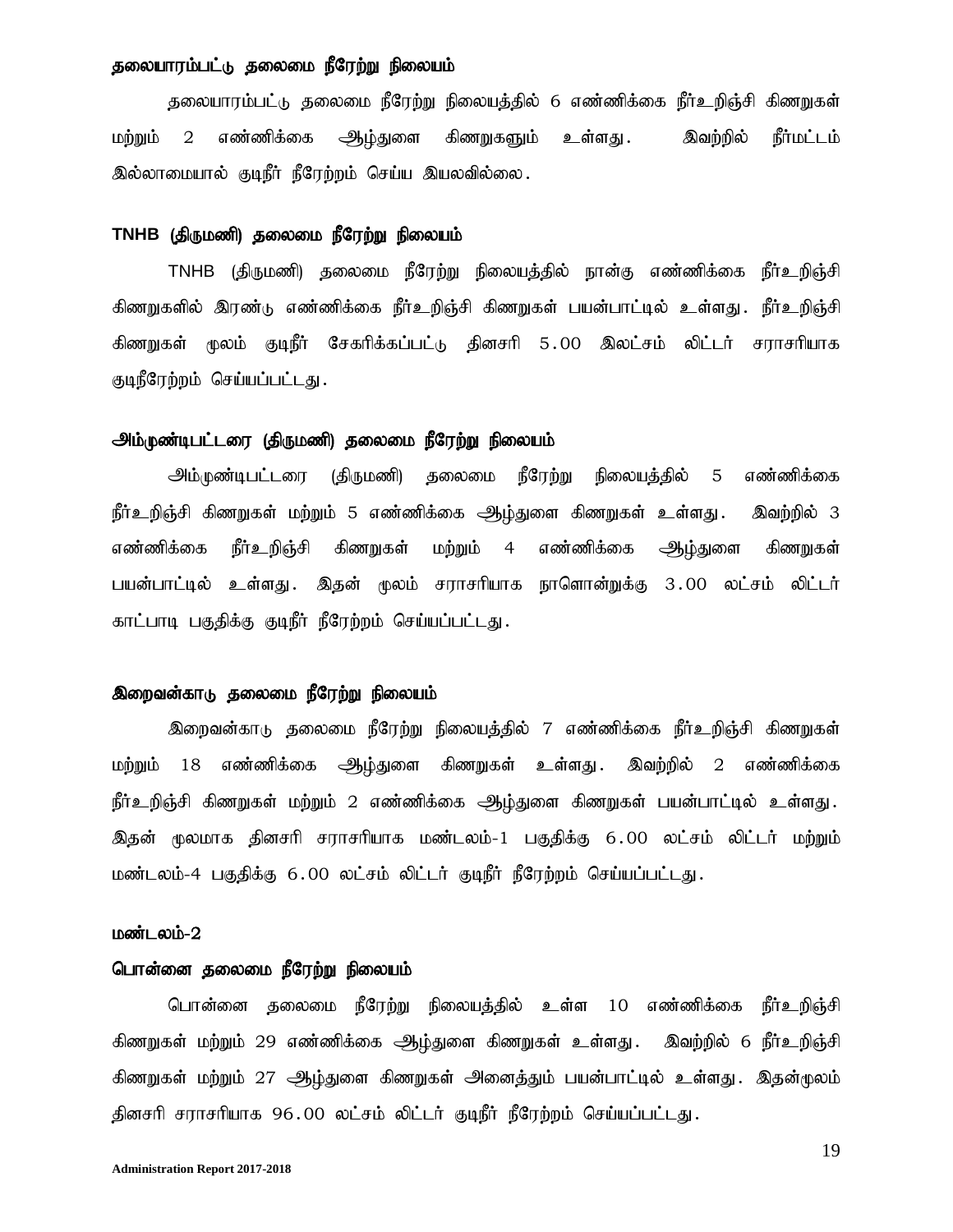**தலையாரம்பட்டு தலைமை நீரேற்று நிலையம்**

தலையாரம்பட்டு தலைமை நீரேற்று நிலையத்தில் 6 எண்ணிக்கை நீர்உறிஞ்சி கிணறுகள் மற்றும் 2 எண்ணிக்கை ஆழ்துளை கிணறுகளும் உள்ளது. இவற்றில் நீர்மட்டம் இல்லாமையால் குடிநீர் நீரேற்றம் செய்ய இயலவில்லை.

**TNHB (திருமணி) தலைமை நீரேற்று நிலையம்**

TNHB (திருமணி) தலைமை நீரேற்று நிலையத்தில் நான்கு எண்ணிக்கை நீர்உறிஞ்சி கிணறுகளில் இரண்டு எண்ணிக்கை நீர்உறிஞ்சி கிணறுகள் பயன்பாட்டில் உள்ளது. நீர்உறிஞ்சி கிணறுகள் மூலம் குடிநீர் சேகரிக்கப்பட்டு தினசரி 5.00 இலட்சம் லிட்டர் சராசரியாக குடிநீரேற்றம் செய்யப்பட்டது.

**அம்முண்டிபட்டரை (திருமணி) தலைமை நீரேற்று நிலையம்**

அம்முண்டிபட்டரை (திருமணி) தலைமை நீரேற்று நிலையத்தில் 5 எண்ணிக்கை நீர்உறிஞ்சி கிணறுகள் மற்றும் 5 எண்ணிக்கை ஆழ்துளை கிணறுகள் உள்ளது. இவற்றில் 3 எண்ணிக்கை நீர்உறிஞ்சி கிணறுகள் மற்றும் 4 எண்ணிக்கை ஆழ்துளை கிணறுகள் பயன்பாட்டில் உள்ளது. இதன் மூலம் சராசரியாக நாளொன்றுக்கு 3.00 லட்சம் லிட்டர் காட்பாடி பகுதிக்கு குடிநீர் நீரேற்றம் செய்யப்பட்டது.

**இறைவன்காடு தலைமை நீரேற்று நிலையம்**

இறைவன்காடு தலைமை நீரேற்று நிலையத்தில் 7 எண்ணிக்கை நீர்உறிஞ்சி கிணறுகள் மற்றும் 18 எண்ணிக்கை ஆழ்துளை கிணறுகள் உள்ளது. இவற்றில் 2 எண்ணிக்கை நீர்உறிஞ்சி கிணறுகள் மற்றும் 2 எண்ணிக்கை ஆழ்துளை கிணறுகள் பயன்பாட்டில் உள்ளது. இதன் மூலமாக தினசரி சராசரியாக மண்டலம்-1 பகுதிக்கு 6.00 லட்சம் லிட்டர் மற்றும் மண்டலம்-4 பகுதிக்கு 6.00 லட்சம் லிட்டர் குடிநீர் நீரேற்றம் செய்யப்பட்டது.

**மண்டலம்-2**

**பொன்னை தலைமை நீரேற்று நிலையம்**

பொன்னை தலைமை நீரேற்று நிலையத்தில் உள்ள 10 எண்ணிக்கை நீர்உறிஞ்சி கிணறுகள் மற்றும் 29 எண்ணிக்கை ஆழ்துளை கிணறுகள் உள்ளது. இவற்றில் 6 நீர்உறிஞ்சி கிணறுகள் மற்றும் 27 ஆழ்துளை கிணறுகள் அனைத்தும் பயன்பாட்டில் உள்ளது. இதன்மூலம் தினசரி சராசரியாக 96.00 லட்சம் லிட்டர் குடிநீர் நீரேற்றம் செய்யப்பட்டது.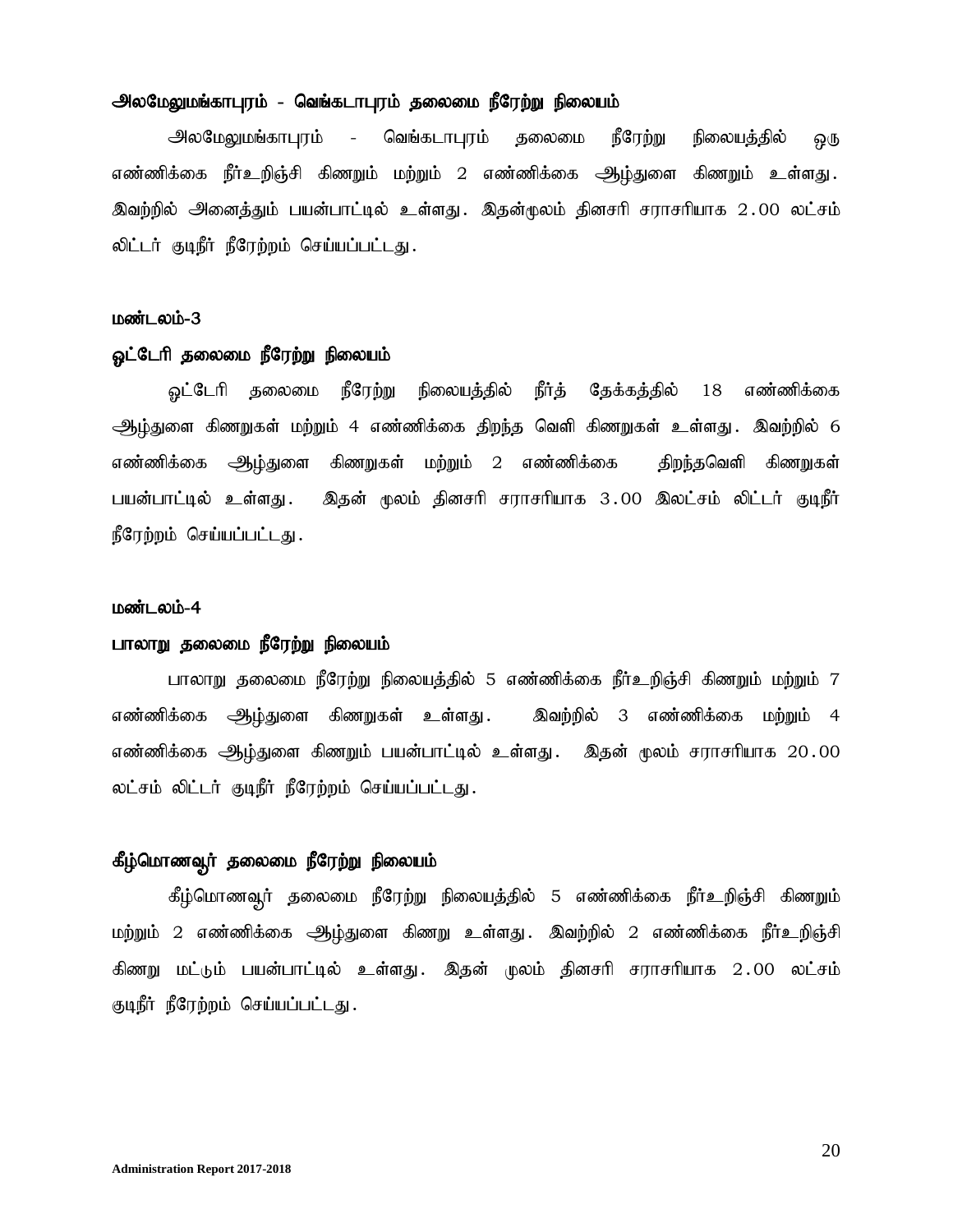**அலமேலுமங்காபுரம் - வெங்கடாபுரம் தலைமை நீரேற்று நிலையம்**

அலமேலுமங்காபுரம் - வெங்கடாபுரம் தலைமை நீரேற்று நிலையத்தில் ஒரு எண்ணிக்கை நீர்உறிஞ்சி கிணறும் மற்றும் 2 எண்ணிக்கை ஆழ்துளை கிணறும் உள்ளது. இவற்றில் அனைத்தும் பயன்பாட்டில் உள்ளது. இதன்மூலம் தினசரி சராசரியாக 2.00 லட்சம் லிட்டர் குடிநீர் நீரேற்றம் செய்யப்பட்டது.

**மண்டலம்-3**

**ஓட்டேரி தலைமை நீரேற்று நிலையம்**

ஓட்டேரி தலைமை நீரேற்று நிலையத்தில் நீர்த் தேக்கத்தில் 18 எண்ணிக்கை ஆழ்துளை கிணறுகள் மற்றும் 4 எண்ணிக்கை திறந்த வெளி கிணறுகள் உள்ளது. இவற்றில் 6 எண்ணிக்கை ஆழ்துளை கிணறுகள் மற்றும் 2 எண்ணிக்கை திறந்தவெளி கிணறுகள் பயன்பாட்டில் உள்ளது. இதன் மூலம் தினசரி சராசரியாக 3.00 இலட்சம் லிட்டர் குடிநீர் நீரேற்றம் செய்யப்பட்டது.

**மண்டலம்-4**

**பாலாறு தலைமை நீரேற்று நிலையம்**

பாலாறு தலைமை நீரேற்று நிலையத்தில் 5 எண்ணிக்கை நீர்உறிஞ்சி கிணறும் மற்றும் 7 எண்ணிக்கை ஆழ்துளை கிணறுகள் உள்ளது. இவற்றில் 3 எண்ணிக்கை மற்றும் 4 எண்ணிக்கை ஆழ்துளை கிணறும் பயன்பாட்டில் உள்ளது. இதன் மூலம் சராசரியாக 20.00 லட்சம் லிட்டர் குடிநீர் நீரேற்றம் செய்யப்பட்டது.

**கீழ்மொணவூர் தலைமை நீரேற்று நிலையம்**

கீழ்மொணவூர் தலைமை நீரேற்று நிலையத்தில் 5 எண்ணிக்கை நீர்உறிஞ்சி கிணறும் மற்றும் 2 எண்ணிக்கை ஆழ்துளை கிணறு உள்ளது. இவற்றில் 2 எண்ணிக்கை நீர்உறிஞ்சி கிணறு மட்டும் பயன்பாட்டில் உள்ளது. இதன் மூலம் தினசரி சராசரியாக 2.00 லட்சம் குடிநீர் நீரேற்றம் செய்யப்பட்டது.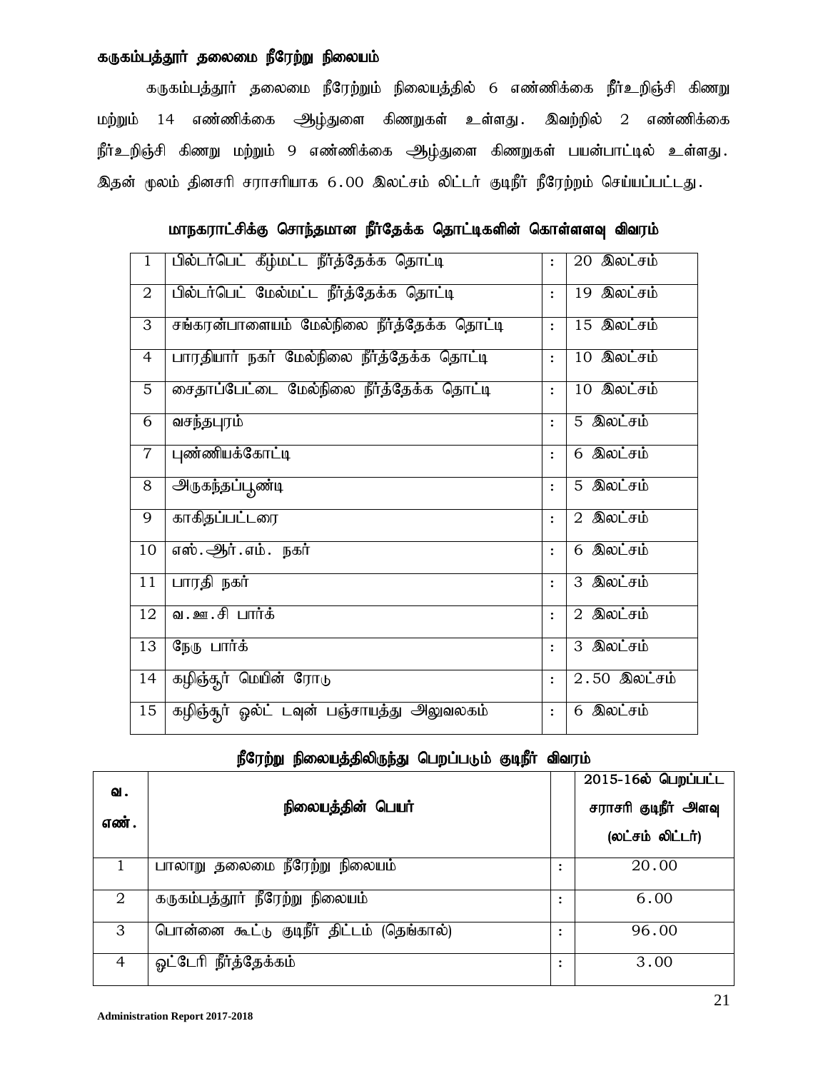**கருகம்பத்தூர் தலைமை நீரேற்று நிலையம்**

கருகம்பத்தூர் தலைமை நீரேற்றும் நிலையத்தில் 6 எண்ணிக்கை நீர்உறிஞ்சி கிணறு மற்றும் 14 எண்ணிக்கை ஆழ்துளை கிணறுகள் உள்ளது. இவற்றில் 2 எண்ணிக்கை நீர்உறிஞ்சி கிணறு மற்றும் 9 எண்ணிக்கை ஆழ்துளை கிணறுகள் பயன்பாட்டில் உள்ளது. இதன் மூலம் தினசரி சராசரியாக 6.00 இலட்சம் லிட்டர் குடிநீர் நீரேற்றம் செய்யப்பட்டது.

**மாநகராட்சிக்கு சொந்தமான நீர்தேக்க தொட்டிகளின் கொள்ளளவு விவரம்**

| | | | |
|---|---|---|---|
| 1 | பில்டர்பெட் கீழ்மட்ட நீர்த்தேக்க தொட்டி | : | 20 இலட்சம் |
| 2 | பில்டர்பெட் மேல்மட்ட நீர்த்தேக்க தொட்டி | : | 19 இலட்சம் |
| 3 | சங்கரன்பாளையம் மேல்நிலை நீர்த்தேக்க தொட்டி | : | 15 இலட்சம் |
| 4 | பாரதியார் நகர் மேல்நிலை நீர்த்தேக்க தொட்டி | : | 10 இலட்சம் |
| 5 | சைதாப்பேட்டை மேல்நிலை நீர்த்தேக்க தொட்டி | : | 10 இலட்சம் |
| 6 | வசந்தபுரம் | : | 5 இலட்சம் |
| 7 | புண்ணியக்கோட்டி | : | 6 இலட்சம் |
| 8 | அருகந்தப்பூண்டி | : | 5 இலட்சம் |
| 9 | காகிதப்பட்டரை | : | 2 இலட்சம் |
| 10 | எஸ்.ஆர்.எம். நகர் | : | 6 இலட்சம் |
| 11 | பாரதி நகர் | : | 3 இலட்சம் |
| 12 | வ.ஊ.சி பார்க் | : | 2 இலட்சம் |
| 13 | நேரு பார்க் | : | 3 இலட்சம் |
| 14 | கழிஞ்சூர் மெயின் ரோடு | : | 2.50 இலட்சம் |
| 15 | கழிஞ்சூர் ஓல்ட் டவுன் பஞ்சாயத்து அலுவலகம் | : | 6 இலட்சம் |

**நீரேற்று நிலையத்திலிருந்து பெறப்படும் குடிநீர் விவரம்**

| வ. எண். | நிலையத்தின் பெயர் | | 2015-16ல் பெறப்பட்ட சராசரி குடிநீர் அளவு (லட்சம் லிட்டர்) |
|---|---|---|---|
| 1 | பாலாறு தலைமை நீரேற்று நிலையம் | : | 20.00 |
| 2 | கருகம்பத்தூர் நீரேற்று நிலையம் | : | 6.00 |
| 3 | பொன்னை கூட்டு குடிநீர் திட்டம் (தெங்கால்) | : | 96.00 |
| 4 | ஓட்டேரி நீர்த்தேக்கம் | : | 3.00 |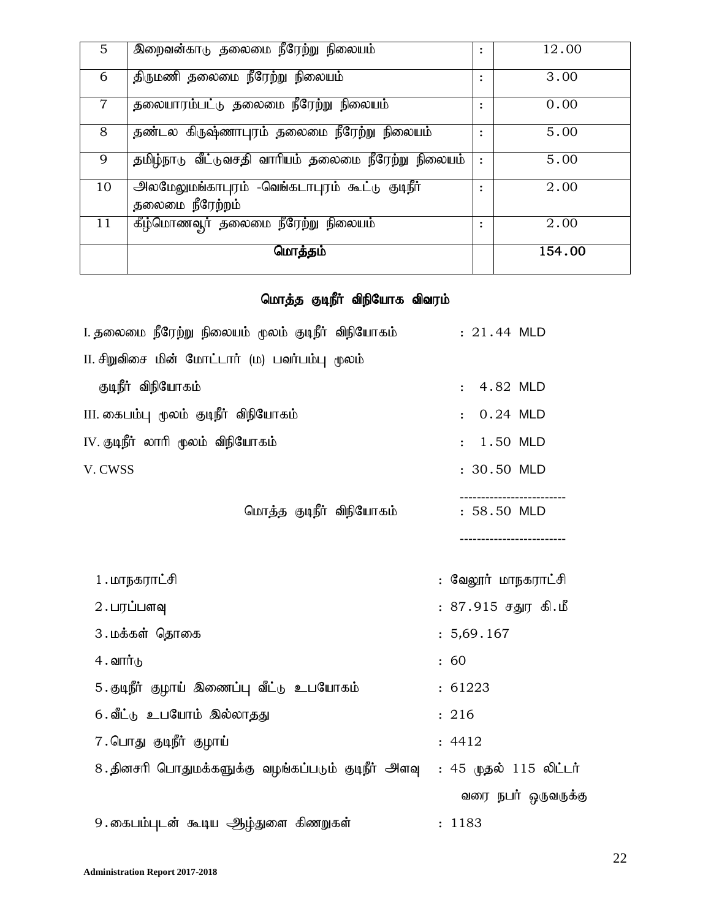| 5 | இறைவன்காடு தலைமை நீரேற்று நிலையம் | : | 12.00 |
|---|---|---|---|
| 6 | திருமணி தலைமை நீரேற்று நிலையம் | : | 3.00 |
| 7 | தலையாரம்பட்டு தலைமை நீரேற்று நிலையம் | : | 0.00 |
| 8 | தண்டல கிருஷ்ணாபுரம் தலைமை நீரேற்று நிலையம் | : | 5.00 |
| 9 | தமிழ்நாடு வீட்டுவசதி வாரியம் தலைமை நீரேற்று நிலையம் | : | 5.00 |
| 10 | அலமேலுமங்காபுரம் -வெங்கடாபுரம் கூட்டு குடிநீர் தலைமை நீரேற்றம் | : | 2.00 |
| 11 | கீழ்மொணவூர் தலைமை நீரேற்று நிலையம் | : | 2.00 |
| | **மொத்தம்** | | 154.00 |

## மொத்த குடிநீர் விநியோக விவரம்

I. தலைமை நீரேற்று நிலையம் மூலம் குடிநீர் விநியோகம் : 21.44 MLD

II. சிறுவிசை மின் மோட்டார் (ம) பவர்பம்பு மூலம் குடிநீர் விநியோகம் : 4.82 MLD

III. கைபம்பு மூலம் குடிநீர் விநியோகம் : 0.24 MLD

IV. குடிநீர் லாரி மூலம் விநியோகம் : 1.50 MLD

V. CWSS : 30.50 MLD

-------------------------

மொத்த குடிநீர் விநியோகம் : 58.50 MLD

-------------------------

1. மாநகராட்சி : வேலூர் மாநகராட்சி
2. பரப்பளவு : 87.915 சதுர கி.மீ
3. மக்கள் தொகை : 5,69.167
4. வார்டு : 60
5. குடிநீர் குழாய் இணைப்பு வீட்டு உபயோகம் : 61223
6. வீட்டு உபயோம் இல்லாதது : 216
7. பொது குடிநீர் குழாய் : 4412
8. தினசரி பொதுமக்களுக்கு வழங்கப்படும் குடிநீர் அளவு : 45 முதல் 115 லிட்டர் வரை நபர் ஒருவருக்கு
9. கைபம்புடன் கூடிய ஆழ்துளை கிணறுகள் : 1183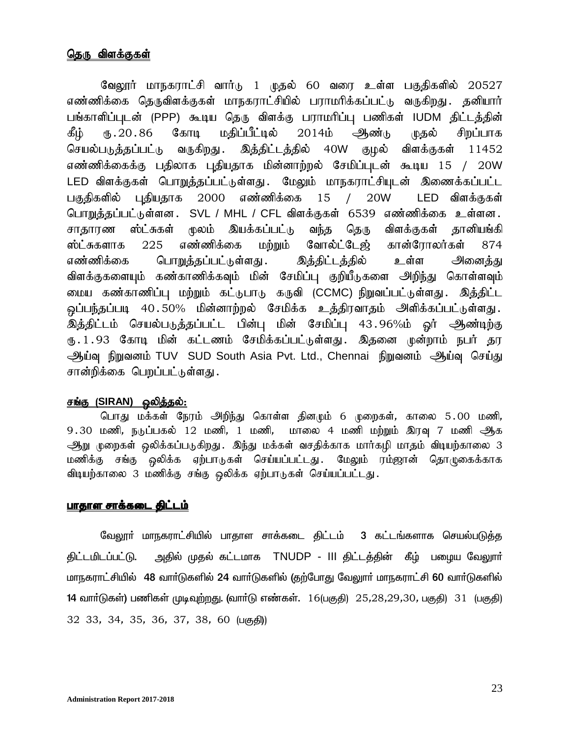**<u>தெரு விளக்குகள்</u>**

வேலூர் மாநகராட்சி வார்டு 1 முதல் 60 வரை உள்ள பகுதிகளில் 20527 எண்ணிக்கை தெருவிளக்குகள் மாநகராட்சியில் பராமரிக்கப்பட்டு வருகிறது. தனியார் பங்காளிப்புடன் (PPP) கூடிய தெரு விளக்கு பராமரிப்பு பணிகள் IUDM திட்டத்தின் கீழ் ரூ.20.86 கோடி மதிப்பீட்டில் 2014ம் ஆண்டு முதல் சிறப்பாக செயல்படுத்தப்பட்டு வருகிறது. இத்திட்டத்தில் 40W குழல் விளக்குகள் 11452 எண்ணிக்கைக்கு பதிலாக புதியதாக மின்னாற்றல் சேமிப்புடன் கூடிய 15 / 20W LED விளக்குகள் பொறுத்தப்பட்டுள்ளது. மேலும் மாநகராட்சியுடன் இணைக்கப்பட்ட பகுதிகளில் புதியதாக 2000 எண்ணிக்கை 15 / 20W LED விளக்குகள் பொறுத்தப்பட்டுள்ளன. SVL / MHL / CFL விளக்குகள் 6539 எண்ணிக்கை உள்ளன. சாதாரண ஸ்ட்சுகள் மூலம் இயக்கப்பட்டு வந்த தெரு விளக்குகள் தானியங்கி ஸ்ட்சுகளாக 225 எண்ணிக்கை மற்றும் வோல்ட்டேஜ் கான்ரோலர்கள் 874 எண்ணிக்கை பொறுத்தப்பட்டுள்ளது. இத்திட்டத்தில் உள்ள அனைத்து விளக்குகளையும் கண்காணிக்கவும் மின் சேமிப்பு குறியீடுகளை அறிந்து கொள்ளவும் மைய கண்காணிப்பு மற்றும் கட்டுபாடு கருவி (CCMC) நிறுவப்பட்டுள்ளது. இத்திட்ட ஒப்பந்தப்படி 40.50% மின்னாற்றல் சேமிக்க உத்திரவாதம் அளிக்கப்பட்டுள்ளது. இத்திட்டம் செயல்படுத்தப்பட்ட பின்பு மின் சேமிப்பு 43.96%ம் ஓர் ஆண்டிற்கு ரூ.1.93 கோடி மின் கட்டணம் சேமிக்கப்பட்டுள்ளது. இதனை முன்றாம் நபர் தர ஆய்வு நிறுவனம் TUV SUD South Asia Pvt. Ltd., Chennai நிறுவனம் ஆய்வு செய்து சான்றிக்கை பெறப்பட்டுள்ளது.

**<u>சங்கு (SIRAN) ஒலித்தல்:</u>**

பொது மக்கள் நேரம் அறிந்து கொள்ள தினமும் 6 முறைகள், காலை 5.00 மணி, 9.30 மணி, நடுப்பகல் 12 மணி, 1 மணி, மாலை 4 மணி மற்றும் இரவு 7 மணி ஆக ஆறு முறைகள் ஒலிக்கப்படுகிறது. இந்து மக்கள் வசதிக்காக மார்கழி மாதம் விடியற்காலை 3 மணிக்கு சங்கு ஒலிக்க ஏற்பாடுகள் செய்யப்பட்டது. மேலும் ரம்ஜான் தொழுகைக்காக விடியற்காலை 3 மணிக்கு சங்கு ஒலிக்க ஏற்பாடுகள் செய்யப்பட்டது.

**<u>பாதாள சாக்கடை திட்டம்</u>**

வேலூர் மாநகராட்சியில் பாதாள சாக்கடை திட்டம் **3** கட்டங்களாக செயல்படுத்த திட்டமிடப்பட்டு. அதில் முதல் கட்டமாக TNUDP - III திட்டத்தின் கீழ் பழைய வேலூர் மாநகராட்சியில் **48** வார்டுகளில் **24** வார்டுகளில் **(**தற்போது வேலூர் மாநகராட்சி **60** வார்டுகளில் **14** வார்டுகள்**)** பணிகள் முடிவுற்றது. **(**வார்டு எண்கள். 16(பகுதி) 25,28,29,30, பகுதி) 31 (பகுதி) 32 33, 34, 35, 36, 37, 38, 60 (பகுதி))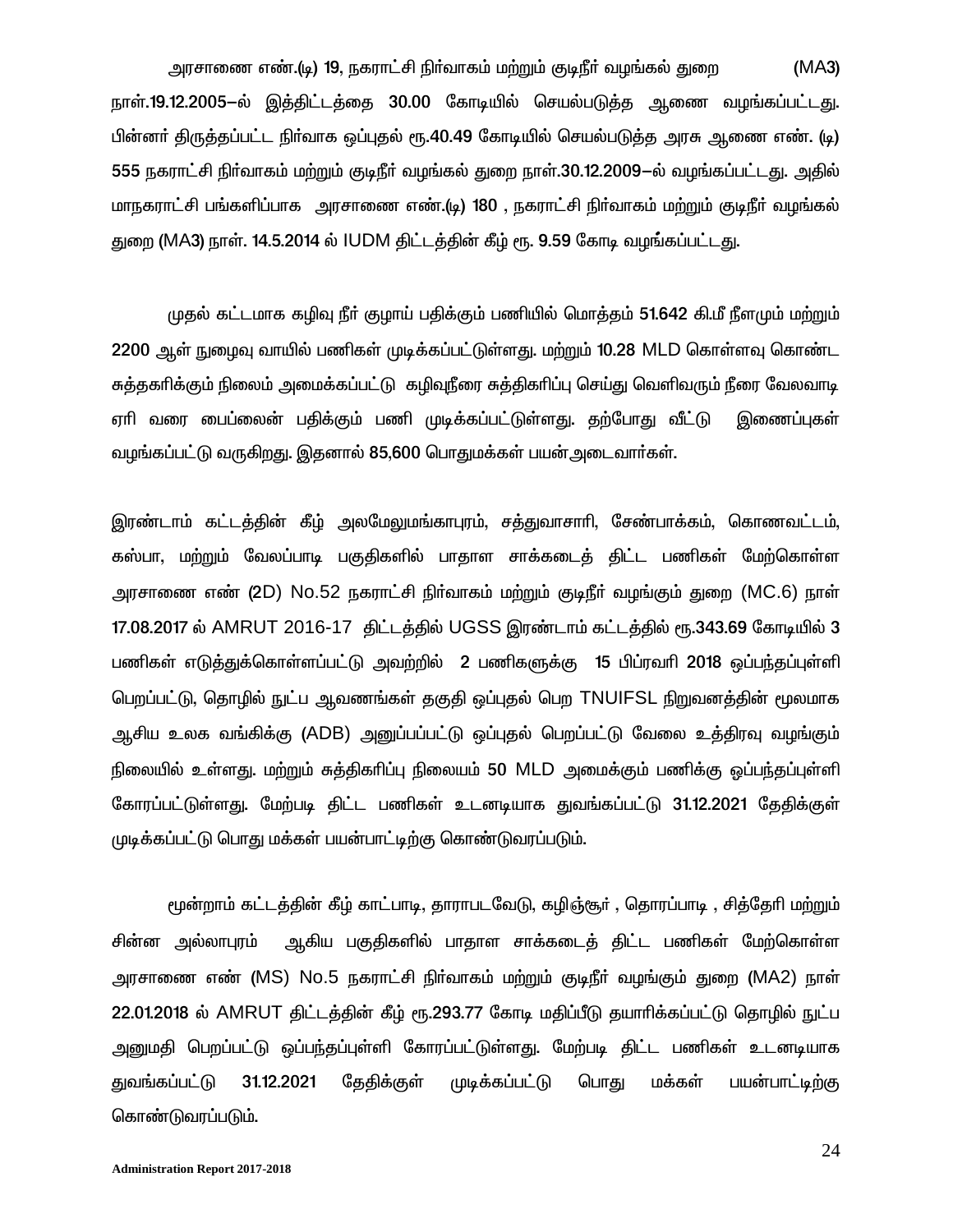அரசாணை எண்.(டி) 19, நகராட்சி நிர்வாகம் மற்றும் குடிநீர் வழங்கல் துறை (MA3) நாள்.19.12.2005–ல் இத்திட்டத்தை 30.00 கோடியில் செயல்படுத்த ஆணை வழங்கப்பட்டது. பின்னர் திருத்தப்பட்ட நிர்வாக ஒப்புதல் ரூ.40.49 கோடியில் செயல்படுத்த அரசு ஆணை எண். (டி) 555 நகராட்சி நிர்வாகம் மற்றும் குடிநீர் வழங்கல் துறை நாள்.30.12.2009–ல் வழங்கப்பட்டது. அதில் மாநகராட்சி பங்களிப்பாக அரசாணை எண்.(டி) 180 , நகராட்சி நிர்வாகம் மற்றும் குடிநீர் வழங்கல் துறை (MA3) நாள். 14.5.2014 ல் IUDM திட்டத்தின் கீழ் ரூ. 9.59 கோடி வழங்கப்பட்டது.

முதல் கட்டமாக கழிவு நீர் குழாய் பதிக்கும் பணியில் மொத்தம் 51.642 கி.மீ நீளமும் மற்றும் 2200 ஆள் நுழைவு வாயில் பணிகள் முடிக்கப்பட்டுள்ளது. மற்றும் 10.28 MLD கொள்ளவு கொண்ட சுத்தகரிக்கும் நிலைம் அமைக்கப்பட்டு கழிவுநீரை சுத்திகரிப்பு செய்து வெளிவரும் நீரை வேலவாடி ஏரி வரை பைப்லைன் பதிக்கும் பணி முடிக்கப்பட்டுள்ளது. தற்போது வீட்டு இணைப்புகள் வழங்கப்பட்டு வருகிறது. இதனால் 85,600 பொதுமக்கள் பயன்அடைவார்கள்.

இரண்டாம் கட்டத்தின் கீழ் அலமேலுமங்காபுரம், சத்துவாசாரி, சேண்பாக்கம், கொணவட்டம், கஸ்பா, மற்றும் வேலப்பாடி பகுதிகளில் பாதாள சாக்கடைத் திட்ட பணிகள் மேற்கொள்ள அரசாணை எண் (2D) No.52 நகராட்சி நிர்வாகம் மற்றும் குடிநீர் வழங்கும் துறை (MC.6) நாள் 17.08.2017 ல் AMRUT 2016-17 திட்டத்தில் UGSS இரண்டாம் கட்டத்தில் ரூ.343.69 கோடியில் 3 பணிகள் எடுத்துக்கொள்ளப்பட்டு அவற்றில் 2 பணிகளுக்கு 15 பிப்ரவரி 2018 ஒப்பந்தப்புள்ளி பெறப்பட்டு, தொழில் நுட்ப ஆவணங்கள் தகுதி ஒப்புதல் பெற TNUIFSL நிறுவனத்தின் மூலமாக ஆசிய உலக வங்கிக்கு (ADB) அனுப்பப்பட்டு ஒப்புதல் பெறப்பட்டு வேலை உத்திரவு வழங்கும் நிலையில் உள்ளது. மற்றும் சுத்திகரிப்பு நிலையம் 50 MLD அமைக்கும் பணிக்கு ஒப்பந்தப்புள்ளி கோரப்பட்டுள்ளது. மேற்படி திட்ட பணிகள் உடனடியாக துவங்கப்பட்டு 31.12.2021 தேதிக்குள் முடிக்கப்பட்டு பொது மக்கள் பயன்பாட்டிற்கு கொண்டுவரப்படும்.

மூன்றாம் கட்டத்தின் கீழ் காட்பாடி, தாராபடவேடு, கழிஞ்சூர் , தொரப்பாடி , சித்தேரி மற்றும் சின்ன அல்லாபுரம் ஆகிய பகுதிகளில் பாதாள சாக்கடைத் திட்ட பணிகள் மேற்கொள்ள அரசாணை எண் (MS) No.5 நகராட்சி நிர்வாகம் மற்றும் குடிநீர் வழங்கும் துறை (MA2) நாள் 22.01.2018 ல் AMRUT திட்டத்தின் கீழ் ரூ.293.77 கோடி மதிப்பீடு தயாரிக்கப்பட்டு தொழில் நுட்ப அனுமதி பெறப்பட்டு ஒப்பந்தப்புள்ளி கோரப்பட்டுள்ளது. மேற்படி திட்ட பணிகள் உடனடியாக துவங்கப்பட்டு 31.12.2021 தேதிக்குள் முடிக்கப்பட்டு பொது மக்கள் பயன்பாட்டிற்கு கொண்டுவரப்படும்.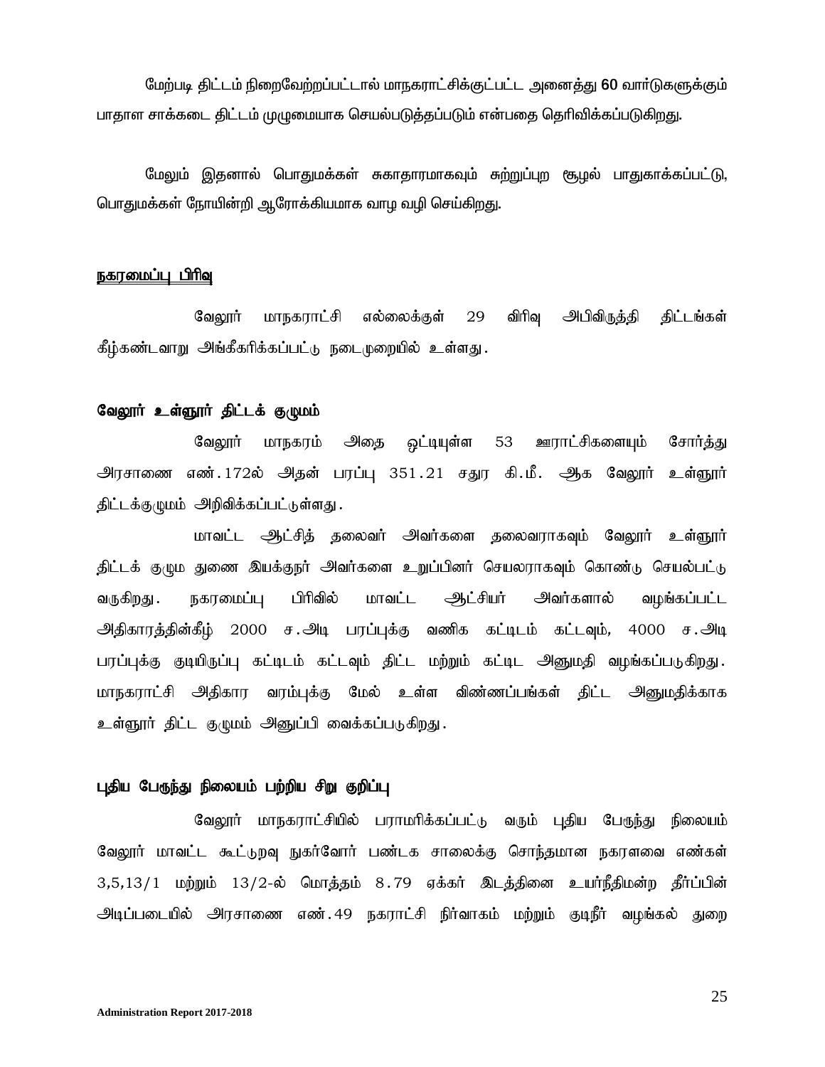மேற்படி திட்டம் நிறைவேற்றப்பட்டால் மாநகராட்சிக்குட்பட்ட அனைத்து 60 வார்டுகளுக்கும் பாதாள சாக்கடை திட்டம் முழுமையாக செயல்படுத்தப்படும் என்பதை தெரிவிக்கப்படுகிறது.

மேலும் இதனால் பொதுமக்கள் சுகாதாரமாகவும் சுற்றுப்புற சூழல் பாதுகாக்கப்பட்டு, பொதுமக்கள் நோயின்றி ஆரோக்கியமாக வாழ வழி செய்கிறது.

## நகரமைப்பு பிரிவு

வேலூர் மாநகராட்சி எல்லைக்குள் 29 விரிவு அபிவிருத்தி திட்டங்கள் கீழ்கண்டவாறு அங்கீகரிக்கப்பட்டு நடைமுறையில் உள்ளது.

### வேலூர் உள்ளூர் திட்டக் குழுமம்

வேலூர் மாநகரம் அதை ஒட்டியுள்ள 53 ஊராட்சிகளையும் சேர்த்து அரசாணை எண்.172ல் அதன் பரப்பு 351.21 சதுர கி.மீ. ஆக வேலூர் உள்ளூர் திட்டக்குழுமம் அறிவிக்கப்பட்டுள்ளது.

மாவட்ட ஆட்சித் தலைவர் அவர்களை தலைவராகவும் வேலூர் உள்ளூர் திட்டக் குழும துணை இயக்குநர் அவர்களை உறுப்பினர் செயலராகவும் கொண்டு செயல்பட்டு வருகிறது. நகரமைப்பு பிரிவில் மாவட்ட ஆட்சியர் அவர்களால் வழங்கப்பட்ட அதிகாரத்தின்கீழ் 2000 ச.அடி பரப்புக்கு வணிக கட்டிடம் கட்டவும், 4000 ச.அடி பரப்புக்கு குடியிருப்பு கட்டிடம் கட்டவும் திட்ட மற்றும் கட்டிட அனுமதி வழங்கப்படுகிறது. மாநகராட்சி அதிகார வரம்புக்கு மேல் உள்ள விண்ணப்பங்கள் திட்ட அனுமதிக்காக உள்ளூர் திட்ட குழுமம் அனுப்பி வைக்கப்படுகிறது.

### புதிய பேருந்து நிலையம் பற்றிய சிறு குறிப்பு

வேலூர் மாநகராட்சியில் பராமரிக்கப்பட்டு வரும் புதிய பேருந்து நிலையம் வேலூர் மாவட்ட கூட்டுறவு நுகர்வோர் பண்டக சாலைக்கு சொந்தமான நகரளவை எண்கள் 3,5,13/1 மற்றும் 13/2-ல் மொத்தம் 8.79 ஏக்கர் இடத்தினை உயர்நீதிமன்ற தீர்ப்பின் அடிப்படையில் அரசாணை எண்.49 நகராட்சி நிர்வாகம் மற்றும் குடிநீர் வழங்கல் துறை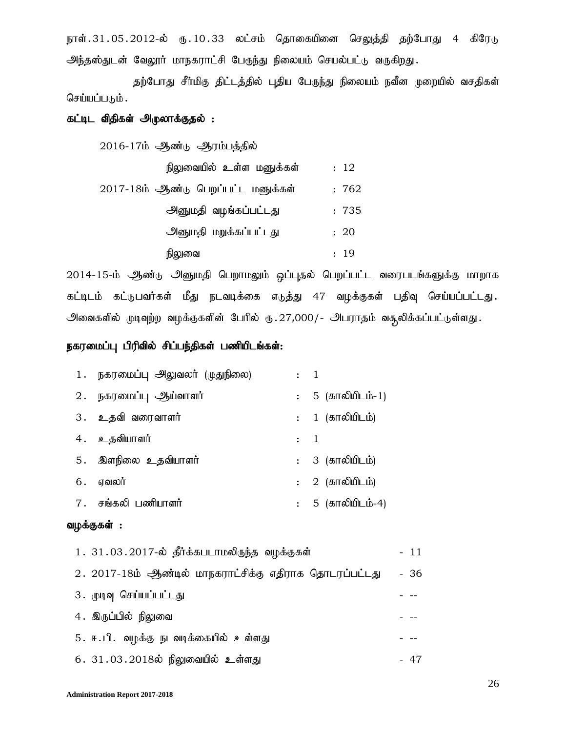நாள்.31.05.2012-ல் ரூ.10.33 லட்சம் தொகையினை செலுத்தி தற்போது 4 கிரேடு அந்தஸ்துடன் வேலூர் மாநகராட்சி பேருந்து நிலையம் செயல்பட்டு வருகிறது.

தற்போது சீர்மிகு திட்டத்தில் புதிய பேருந்து நிலையம் நவீன முறையில் வசதிகள் செய்யப்படும்.

**கட்டிட விதிகள் அமுலாக்குதல் :**

| | |
|---|---|
| 2016-17ம் ஆண்டு ஆரம்பத்தில் நிலுவையில் உள்ள மனுக்கள் | : 12 |
| 2017-18ம் ஆண்டு பெறப்பட்ட மனுக்கள் | : 762 |
| அனுமதி வழங்கப்பட்டது | : 735 |
| அனுமதி மறுக்கப்பட்டது | : 20 |
| நிலுவை | : 19 |

2014-15-ம் ஆண்டு அனுமதி பெறாமலும் ஒப்புதல் பெறப்பட்ட வரைபடங்களுக்கு மாறாக கட்டிடம் கட்டுபவர்கள் மீது நடவடிக்கை எடுத்து 47 வழக்குகள் பதிவு செய்யப்பட்டது. அவைகளில் முடிவுற்ற வழக்குகளின் பேரில் ரூ.27,000/- அபராதம் வசூலிக்கப்பட்டுள்ளது.

**நகரமைப்பு பிரிவில் சிப்பந்திகள் பணியிடங்கள்:**

| | | |
|---|---|---|
| 1. | நகரமைப்பு அலுவலர் (முதுநிலை) | : 1 |
| 2. | நகரமைப்பு ஆய்வாளர் | : 5 (காலியிடம்-1) |
| 3. | உதவி வரைவாளர் | : 1 (காலியிடம்) |
| 4. | உதவியாளர் | : 1 |
| 5. | இளநிலை உதவியாளர் | : 3 (காலியிடம்) |
| 6. | ஏவலர் | : 2 (காலியிடம்) |
| 7. | சங்கலி பணியாளர் | : 5 (காலியிடம்-4) |

**வழக்குகள் :**

| | | |
|---|---|---|
| 1. | 31.03.2017-ல் தீர்க்கபடாமலிருந்த வழக்குகள் | - 11 |
| 2. | 2017-18ம் ஆண்டில் மாநகராட்சிக்கு எதிராக தொடரப்பட்டது | - 36 |
| 3. | முடிவு செய்யப்பட்டது | - -- |
| 4. | இருப்பில் நிலுவை | - -- |
| 5. | ஈ.பி. வழக்கு நடவடிக்கையில் உள்ளது | - -- |
| 6. | 31.03.2018ல் நிலுவையில் உள்ளது | - 47 |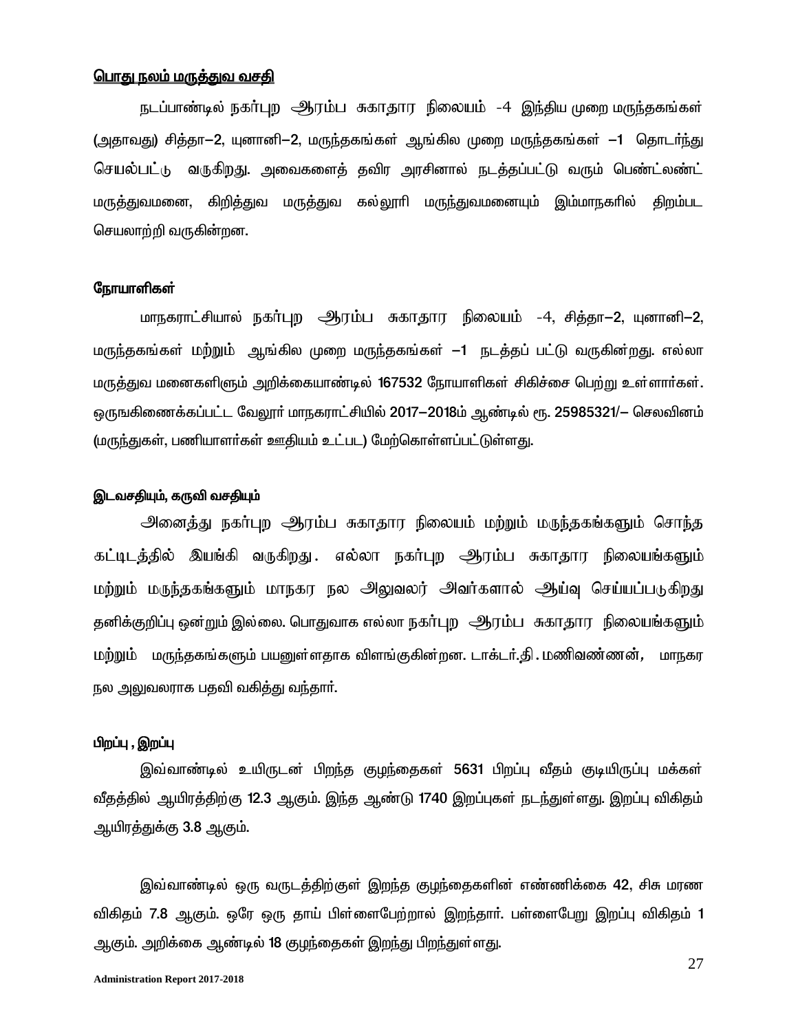## பொது நலம் மருத்துவ வசதி

நடப்பாண்டில் நகர்புற ஆரம்ப சுகாதார நிலையம் -4 இந்திய முறை மருந்தகங்கள் (அதாவது) சித்தா–2, யுனானி–2, மருந்தகங்கள் ஆங்கில முறை மருந்தகங்கள் –1 தொடர்ந்து செயல்பட்டு வருகிறது. அவைகளைத் தவிர அரசினால் நடத்தப்பட்டு வரும் பெண்ட்லண்ட் மருத்துவமனை, கிறித்துவ மருத்துவ கல்லூரி மருந்துவமனையும் இம்மாநகரில் திறம்பட செயலாற்றி வருகின்றன.

### நோயாளிகள்

மாநகராட்சியால் நகர்புற ஆரம்ப சுகாதார நிலையம் -4, சித்தா–2, யுனானி–2, மருந்தகங்கள் மற்றும் ஆங்கில முறை மருந்தகங்கள் –1 நடத்தப் பட்டு வருகின்றது. எல்லா மருத்துவ மனைகளிலும் அறிக்கையாண்டில் 167532 நோயாளிகள் சிகிச்சை பெற்று உள்ளார்கள். ஒருங்கிணைக்கப்பட்ட வேலூர் மாநகராட்சியில் 2017–2018ம் ஆண்டில் ரூ. 25985321/– செலவினம் (மருந்துகள், பணியாளர்கள் ஊதியம் உட்பட) மேற்கொள்ளப்பட்டுள்ளது.

### இடவசதியும், கருவி வசதியும்

அனைத்து நகர்புற ஆரம்ப சுகாதார நிலையம் மற்றும் மருந்தகங்களும் சொந்த கட்டிடத்தில் இயங்கி வருகிறது. எல்லா நகர்புற ஆரம்ப சுகாதார நிலையங்களும் மற்றும் மருந்தகங்களும் மாநகர நல அலுவலர் அவர்களால் ஆய்வு செய்யப்படுகிறது தனிக்குறிப்பு ஒன்றும் இல்லை. பொதுவாக எல்லா நகர்புற ஆரம்ப சுகாதார நிலையங்களும் மற்றும் மருந்தகங்களும் பயனுள்ளதாக விளங்குகின்றன. டாக்டர்.தி.மணிவண்ணன், மாநகர நல அலுவலராக பதவி வகித்து வந்தார்.

### பிறப்பு , இறப்பு

இவ்வாண்டில் உயிருடன் பிறந்த குழந்தைகள் 5631 பிறப்பு வீதம் குடியிருப்பு மக்கள் வீதத்தில் ஆயிரத்திற்கு 12.3 ஆகும். இந்த ஆண்டு 1740 இறப்புகள் நடந்துள்ளது. இறப்பு விகிதம் ஆயிரத்துக்கு 3.8 ஆகும்.

இவ்வாண்டில் ஒரு வருடத்திற்குள் இறந்த குழந்தைகளின் எண்ணிக்கை 42, சிசு மரண விகிதம் 7.8 ஆகும். ஒரே ஒரு தாய் பிள்ளைபேற்றால் இறந்தார். பள்ளைபேறு இறப்பு விகிதம் 1 ஆகும். அறிக்கை ஆண்டில் 18 குழந்தைகள் இறந்து பிறந்துள்ளது.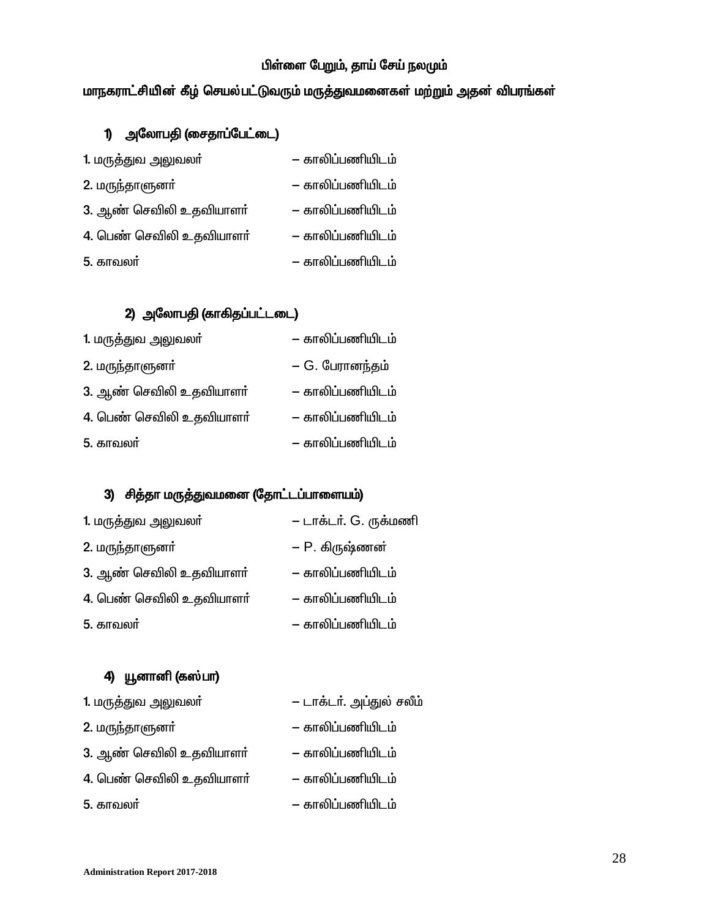**பிள்ளை பேறும், தாய் சேய் நலமும்**

**மாநகராட்சியின் கீழ் செயல்பட்டுவரும் மருத்துவமனைகள் மற்றும் அதன் விபரங்கள்**

### 1) அலோபதி (சைதாப்பேட்டை)

1. மருத்துவ அலுவலர் – காலிப்பணியிடம்
2. மருந்தாளுனர் – காலிப்பணியிடம்
3. ஆண் செவிலி உதவியாளர் – காலிப்பணியிடம்
4. பெண் செவிலி உதவியாளர் – காலிப்பணியிடம்
5. காவலர் – காலிப்பணியிடம்

### 2) அலோபதி (காகிதப்பட்டடை)

1. மருத்துவ அலுவலர் – காலிப்பணியிடம்
2. மருந்தாளுனர் – G. பேரானந்தம்
3. ஆண் செவிலி உதவியாளர் – காலிப்பணியிடம்
4. பெண் செவிலி உதவியாளர் – காலிப்பணியிடம்
5. காவலர் – காலிப்பணியிடம்

### 3) சித்தா மருத்துவமனை (தோட்டப்பாளையம்)

1. மருத்துவ அலுவலர் – டாக்டர். G. ருக்மணி
2. மருந்தாளுனர் – P. கிருஷ்ணன்
3. ஆண் செவிலி உதவியாளர் – காலிப்பணியிடம்
4. பெண் செவிலி உதவியாளர் – காலிப்பணியிடம்
5. காவலர் – காலிப்பணியிடம்

### 4) யூனானி (கஸ்பா)

1. மருத்துவ அலுவலர் – டாக்டர். அப்துல் சலீம்
2. மருந்தாளுனர் – காலிப்பணியிடம்
3. ஆண் செவிலி உதவியாளர் – காலிப்பணியிடம்
4. பெண் செவிலி உதவியாளர் – காலிப்பணியிடம்
5. காவலர் – காலிப்பணியிடம்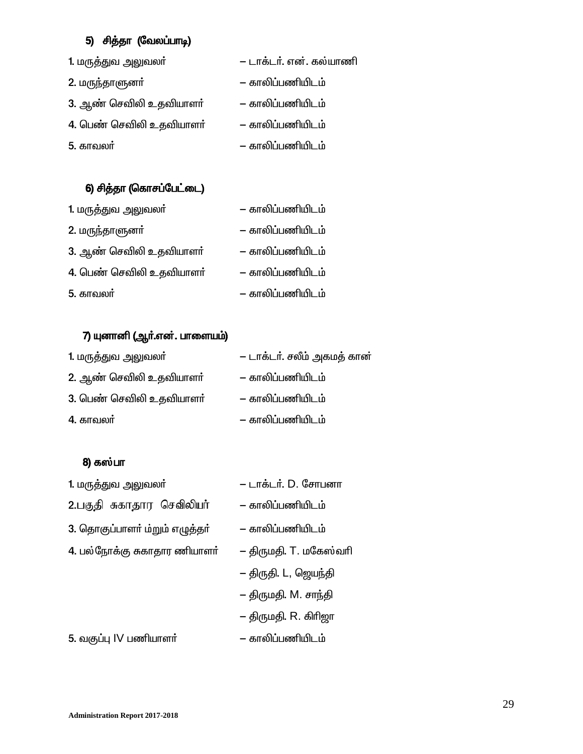### 5) சித்தா (வேலப்பாடி)

1. மருத்துவ அலுவலர் – டாக்டர். என். கல்யாணி
2. மருந்தாளுனர் – காலிப்பணியிடம்
3. ஆண் செவிலி உதவியாளர் – காலிப்பணியிடம்
4. பெண் செவிலி உதவியாளர் – காலிப்பணியிடம்
5. காவலர் – காலிப்பணியிடம்

### 6) சித்தா (கொசப்பேட்டை)

1. மருத்துவ அலுவலர் – காலிப்பணியிடம்
2. மருந்தாளுனர் – காலிப்பணியிடம்
3. ஆண் செவிலி உதவியாளர் – காலிப்பணியிடம்
4. பெண் செவிலி உதவியாளர் – காலிப்பணியிடம்
5. காவலர் – காலிப்பணியிடம்

### 7) யுனானி (ஆர்.என். பாளையம்)

1. மருத்துவ அலுவலர் – டாக்டர். சலீம் அகமத் கான்
2. ஆண் செவிலி உதவியாளர் – காலிப்பணியிடம்
3. பெண் செவிலி உதவியாளர் – காலிப்பணியிடம்
4. காவலர் – காலிப்பணியிடம்

### 8) கஸ்பா

1. மருத்துவ அலுவலர் – டாக்டர். D. சோபனா
2. பகுதி சுகாதார செவிலியர் – காலிப்பணியிடம்
3. தொகுப்பாளர் மற்றும் எழுத்தர் – காலிப்பணியிடம்
4. பல்நோக்கு சுகாதார ணியாளர் – திருமதி. T. மகேஸ்வரி
   – திருதி. L, ஜெயந்தி
   – திருமதி. M. சாந்தி
   – திருமதி. R. கிரிஜா
5. வகுப்பு IV பணியாளர் – காலிப்பணியிடம்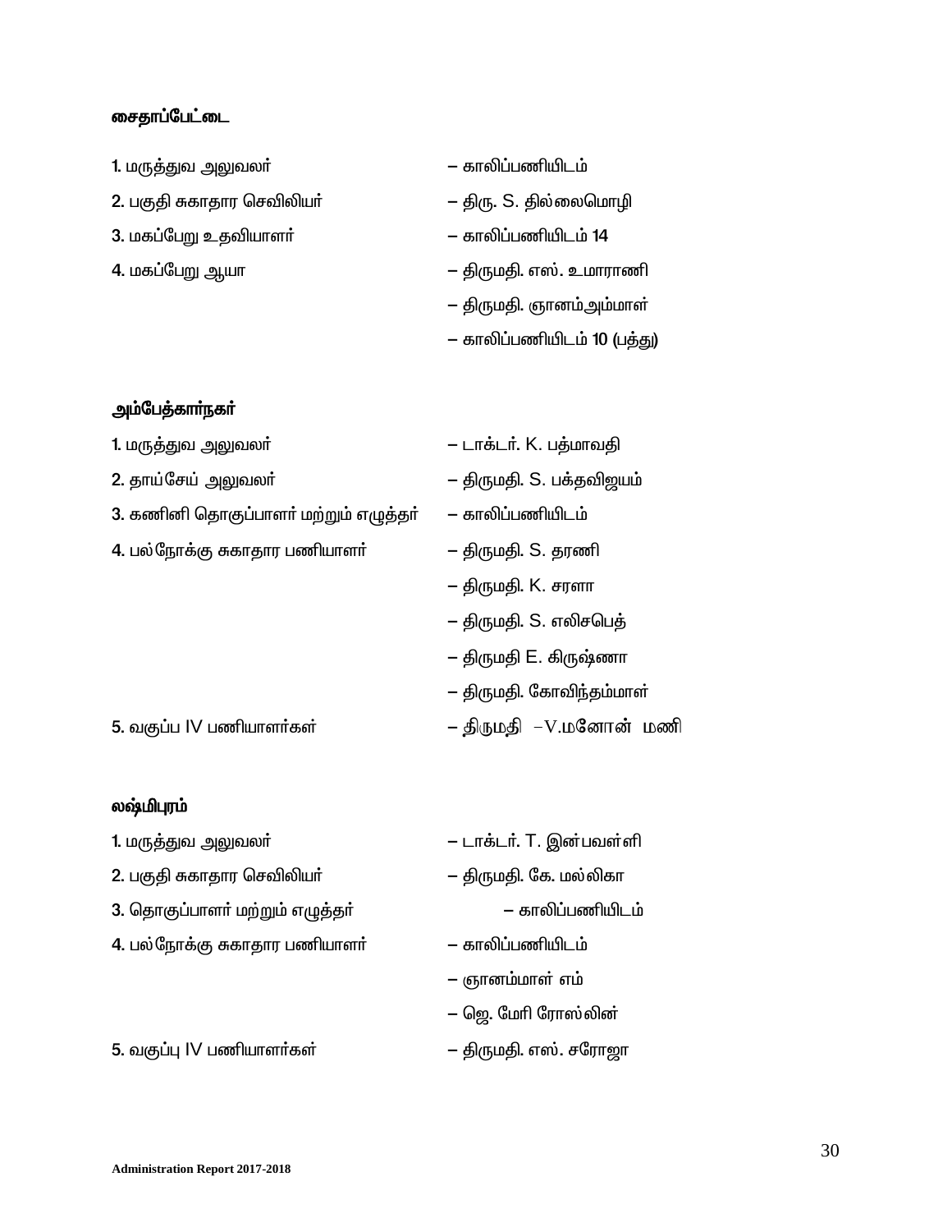**சைதாப்பேட்டை**

1. மருத்துவ அலுவலர் – காலிப்பணியிடம்
2. பகுதி சுகாதார செவிலியர் – திரு. S. தில்லைமொழி
3. மகப்பேறு உதவியாளர் – காலிப்பணியிடம் 14
4. மகப்பேறு ஆயா – திருமதி. எஸ். உமாராணி
   – திருமதி. ஞானம்அம்மாள்
   – காலிப்பணியிடம் 10 (பத்து)

**அம்பேத்கார்நகர்**

1. மருத்துவ அலுவலர் – டாக்டர். K. பத்மாவதி
2. தாய்சேய் அலுவலர் – திருமதி. S. பக்தவிஜயம்
3. கணினி தொகுப்பாளர் மற்றும் எழுத்தர் – காலிப்பணியிடம்
4. பல்நோக்கு சுகாதார பணியாளர் – திருமதி. S. தரணி
   – திருமதி. K. சரளா
   – திருமதி. S. எலிசபெத்
   – திருமதி E. கிருஷ்ணா
   – திருமதி. கோவிந்தம்மாள்
5. வகுப்ப IV பணியாளர்கள் – திருமதி –V.மனோன் மணி

**லக்ஷ்மிபுரம்**

1. மருத்துவ அலுவலர் – டாக்டர். T. இன்பவள்ளி
2. பகுதி சுகாதார செவிலியர் – திருமதி. கே. மல்லிகா
3. தொகுப்பாளர் மற்றும் எழுத்தர் – காலிப்பணியிடம்
4. பல்நோக்கு சுகாதார பணியாளர் – காலிப்பணியிடம்
   – ஞானம்மாள் எம்
   – ஜெ. மேரி ரோஸ்லின்
5. வகுப்பு IV பணியாளர்கள் – திருமதி. எஸ். சரோஜா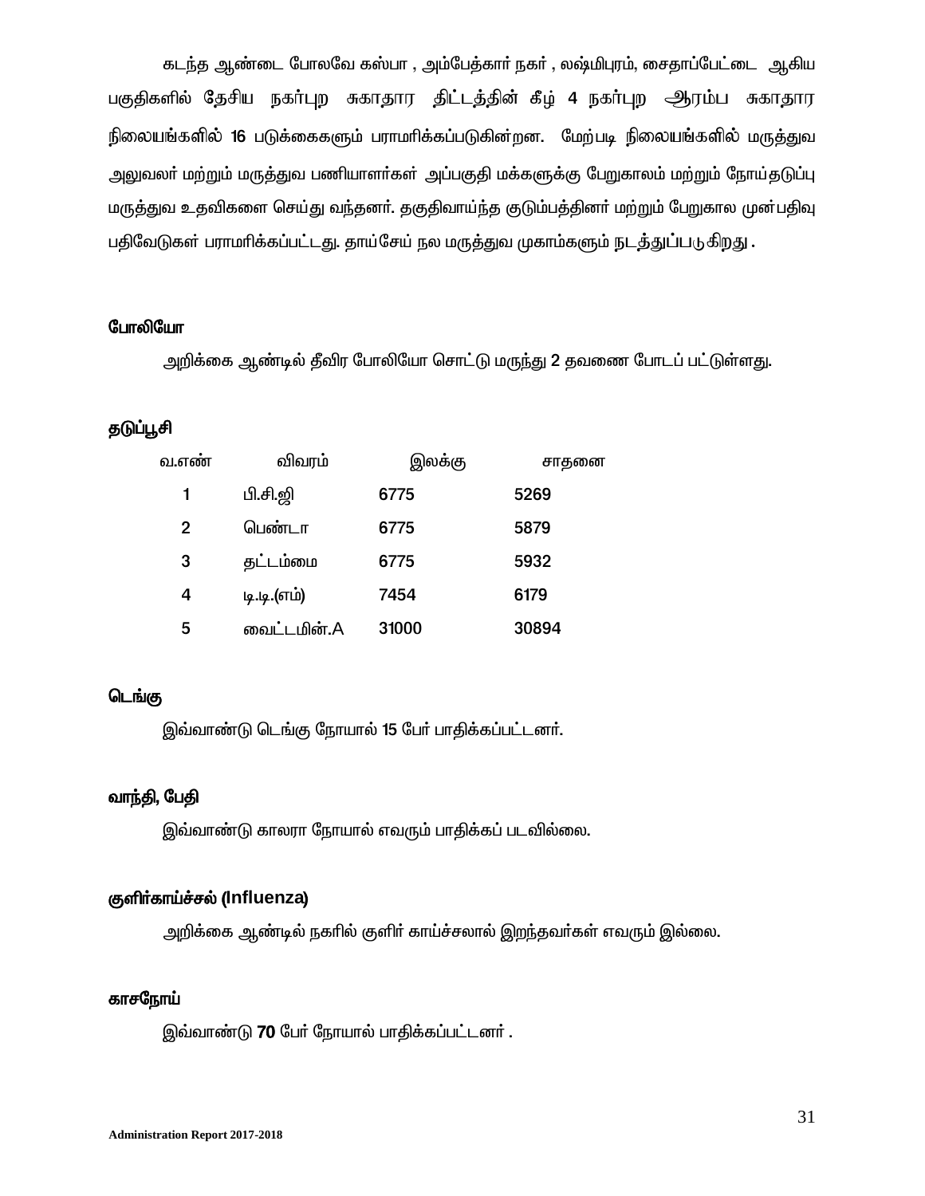கடந்த ஆண்டை போலவே கஸ்பா , அம்பேத்கார் நகர் , லஷ்மிபுரம், சைதாப்பேட்டை ஆகிய பகுதிகளில் தேசிய நகர்புற சுகாதார திட்டத்தின் கீழ் 4 நகர்புற ஆரம்ப சுகாதார நிலையங்களில் 16 படுக்கைகளும் பராமரிக்கப்படுகின்றன. மேற்படி நிலையங்களில் மருத்துவ அலுவலர் மற்றும் மருத்துவ பணியாளர்கள் அப்பகுதி மக்களுக்கு பேறுகாலம் மற்றும் நோய்தடுப்பு மருத்துவ உதவிகளை செய்து வந்தனர். தகுதிவாய்ந்த குடும்பத்தினர் மற்றும் பேறுகால முன்பதிவு பதிவேடுகள் பராமரிக்கப்பட்டது. தாய்சேய் நல மருத்துவ முகாம்களும் நடத்துப்படுகிறது .

**போலியோ**

அறிக்கை ஆண்டில் தீவிர போலியோ சொட்டு மருந்து 2 தவணை போடப் பட்டுள்ளது.

**தடுப்பூசி**

| வ.எண் | விவரம் | இலக்கு | சாதனை |
|---|---|---|---|
| 1 | பி.சி.ஜி | 6775 | 5269 |
| 2 | பெண்டா | 6775 | 5879 |
| 3 | தட்டம்மை | 6775 | 5932 |
| 4 | டி.டி.(எம்) | 7454 | 6179 |
| 5 | வைட்டமின்.A | 31000 | 30894 |

**டெங்கு**

இவ்வாண்டு டெங்கு நோயால் 15 பேர் பாதிக்கப்பட்டனர்.

**வாந்தி, பேதி**

இவ்வாண்டு காலரா நோயால் எவரும் பாதிக்கப் படவில்லை.

**குளிர்காய்ச்சல் (Influenza)**

அறிக்கை ஆண்டில் நகரில் குளிர் காய்ச்சலால் இறந்தவர்கள் எவரும் இல்லை.

**காசநோய்**

இவ்வாண்டு 70 பேர் நோயால் பாதிக்கப்பட்டனர் .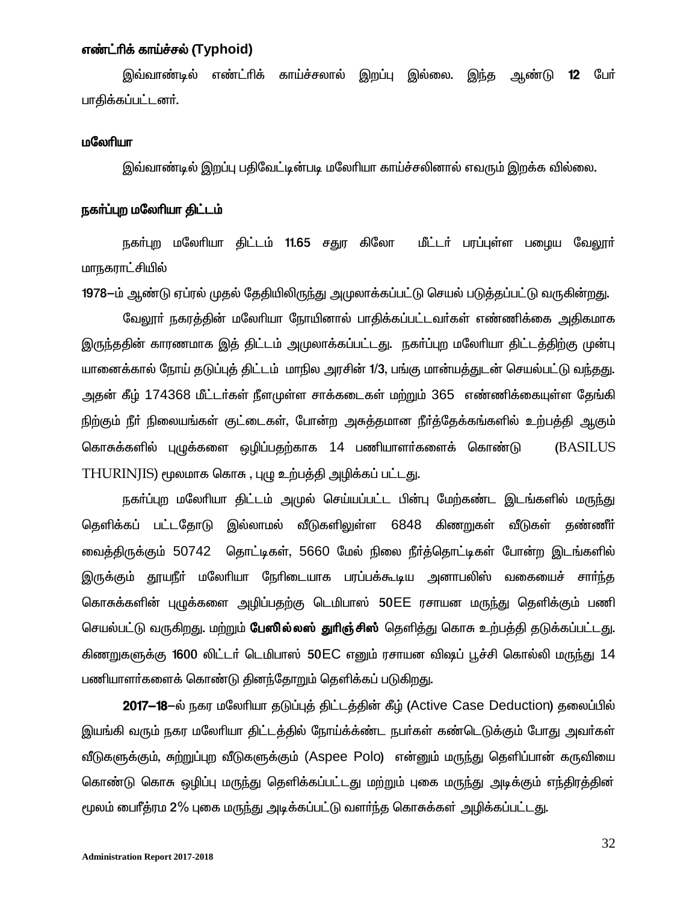**எண்ட்ரிக் காய்ச்சல் (Typhoid)**

இவ்வாண்டில் எண்ட்ரிக் காய்ச்சலால் இறப்பு இல்லை. இந்த ஆண்டு **12** பேர் பாதிக்கப்பட்டனர்.

**மலேரியா**

இவ்வாண்டில் இறப்பு பதிவேட்டின்படி மலேரியா காய்ச்சலினால் எவரும் இறக்க வில்லை.

**நகர்ப்புற மலேரியா திட்டம்**

நகர்புற மலேரியா திட்டம் **11.65** சதுர கிலோ மீட்டர் பரப்புள்ள பழைய வேலூர் மாநகராட்சியில்

**1978**–ம் ஆண்டு ஏப்ரல் முதல் தேதியிலிருந்து அமுலாக்கப்பட்டு செயல் படுத்தப்பட்டு வருகின்றது.

வேலூர் நகரத்தின் மலேரியா நோயினால் பாதிக்கப்பட்டவர்கள் எண்ணிக்கை அதிகமாக இருந்ததின் காரணமாக இத் திட்டம் அமுலாக்கப்பட்டது. நகர்ப்புற மலேரியா திட்டத்திற்கு முன்பு யானைக்கால் நோய் தடுப்புத் திட்டம் மாநில அரசின் **1/3**, பங்கு மான்யத்துடன் செயல்பட்டு வந்தது. அதன் கீழ் 174368 மீட்டர்கள் நீளமுள்ள சாக்கடைகள் மற்றும் 365 எண்ணிக்கையுள்ள தேங்கி நிற்கும் நீர் நிலையங்கள் குட்டைகள், போன்ற அசுத்தமான நீர்த்தேக்கங்களில் உற்பத்தி ஆகும் கொசுக்களில் புழுக்களை ஒழிப்பதற்காக 14 பணியாளர்களைக் கொண்டு (BASILUS THURINJIS) மூலமாக கொசு , புழு உற்பத்தி அழிக்கப் பட்டது.

நகர்புற மலேரியா திட்டம் அமுல் செய்யப்பட்ட பின்பு மேற்கண்ட இடங்களில் மருந்து தெளிக்கப் பட்டதோடு இல்லாமல் வீடுகளிலுள்ள 6848 கிணறுகள் வீடுகள் தண்ணீர் வைத்திருக்கும் 50742 தொட்டிகள், 5660 மேல் நிலை நீர்த்தொட்டிகள் போன்ற இடங்களில் இருக்கும் தூயநீர் மலேரியா நேரிடையாக பரப்பக்கூடிய அனாபலிஸ் வகையைச் சார்ந்த கொசுக்களின் புழுக்களை அழிப்பதற்கு டெமிபாஸ் **50**EE ரசாயன மருந்து தெளிக்கும் பணி செயல்பட்டு வருகிறது. மற்றும் **பேஸில்லஸ் துரிஞ்சிஸ்** தெளித்து கொசு உற்பத்தி தடுக்கப்பட்டது. கிணறுகளுக்கு **1600** லிட்டர் டெமிபாஸ் **50**EC எனும் ரசாயன விஷப் பூச்சி கொல்லி மருந்து 14 பணியாளர்களைக் கொண்டு தினந்தோறும் தெளிக்கப் படுகிறது.

**2017–18**–ல் நகர மலேரியா தடுப்புத் திட்டத்தின் கீழ் (Active Case Deduction) தலைப்பில் இயங்கி வரும் நகர மலேரியா திட்டத்தில் நோய்க்க்ண்ட நபர்கள் கண்டெடுக்கும் போது அவர்கள் வீடுகளுக்கும், சுற்றுப்புற வீடுகளுக்கும் (Aspee Polo) என்னும் மருந்து தெளிப்பான் கருவியை கொண்டு கொசு ஒழிப்பு மருந்து தெளிக்கப்பட்டது மற்றும் புகை மருந்து அடிக்கும் எந்திரத்தின் மூலம் பைரீத்ரம 2% புகை மருந்து அடிக்கப்பட்டு வளர்ந்த கொசுக்கள் அழிக்கப்பட்டது.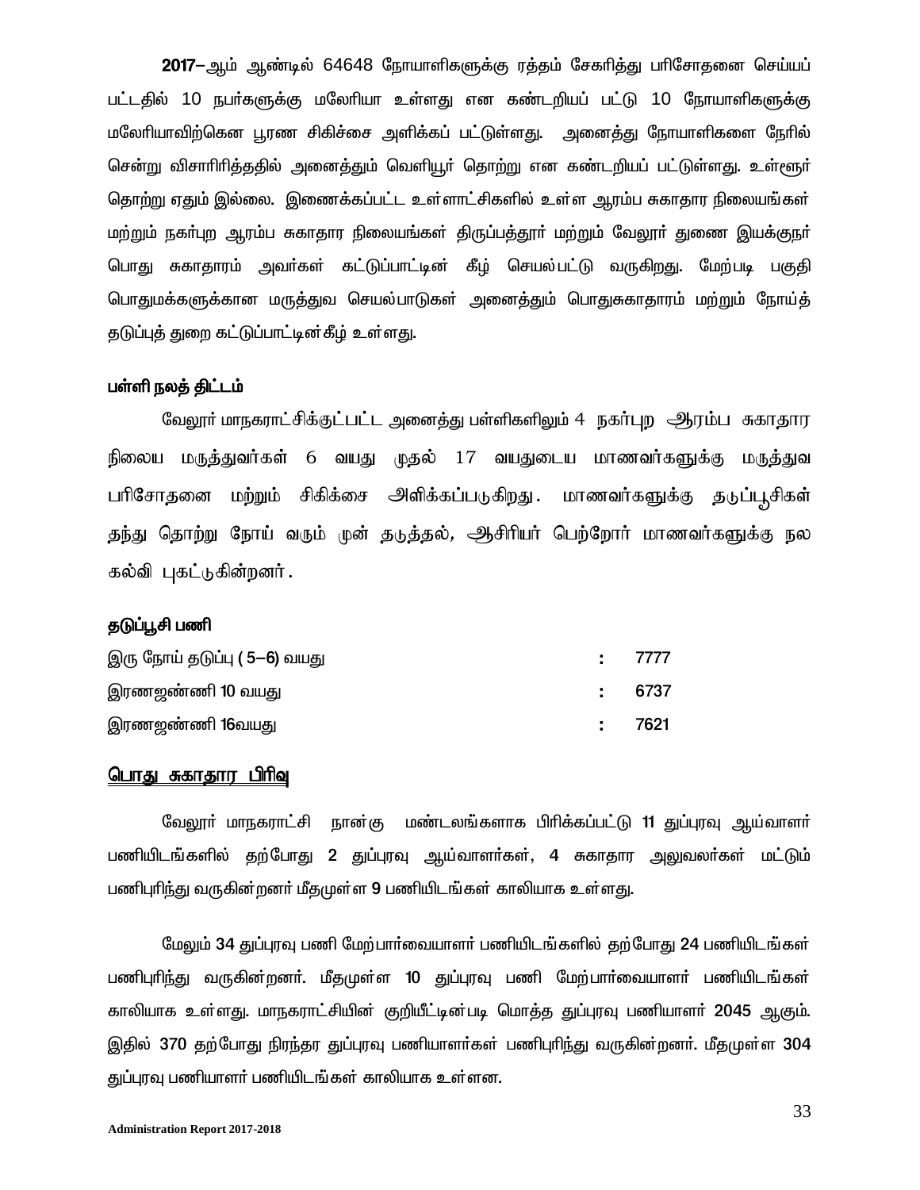**2017**–ஆம் ஆண்டில் 64648 நோயாளிகளுக்கு ரத்தம் சேகரித்து பரிசோதனை செய்யப் பட்டதில் 10 நபர்களுக்கு மலேரியா உள்ளது என கண்டறியப் பட்டு 10 நோயாளிகளுக்கு மலேரியாவிற்கென பூரண சிகிச்சை அளிக்கப் பட்டுள்ளது. அனைத்து நோயாளிகளை நேரில் சென்று விசாரிரித்ததில் அனைத்தும் வெளியூர் தொற்று என கண்டறியப் பட்டுள்ளது. உள்ளூர் தொற்று ஏதும் இல்லை. இணைக்கப்பட்ட உள்ளாட்சிகளில் உள்ள ஆரம்ப சுகாதார நிலையங்கள் மற்றும் நகர்புற ஆரம்ப சுகாதார நிலையங்கள் திருப்பத்தூர் மற்றும் வேலூர் துணை இயக்குநர் பொது சுகாதாரம் அவர்கள் கட்டுப்பாட்டின் கீழ் செயல்பட்டு வருகிறது. மேற்படி பகுதி பொதுமக்களுக்கான மருத்துவ செயல்பாடுகள் அனைத்தும் பொதுசுகாதாரம் மற்றும் நோய்த் தடுப்புத் துறை கட்டுப்பாட்டின்கீழ் உள்ளது.

**பள்ளி நலத் திட்டம்**

வேலூர் மாநகராட்சிக்குட்பட்ட அனைத்து பள்ளிகளிலும் 4 நகர்புற ஆரம்ப சுகாதார நிலைய மருத்துவர்கள் 6 வயது முதல் 17 வயதுடைய மாணவர்களுக்கு மருத்துவ பரிசோதனை மற்றும் சிகிக்சை அளிக்கப்படுகிறது. மாணவர்களுக்கு தடுப்பூசிகள் தந்து தொற்று நோய் வரும் முன் தடுத்தல், ஆசிரியர் பெற்றோர் மாணவர்களுக்கு நல கல்வி புகட்டுகின்றனர்.

**தடுப்பூசி பணி**

| | | |
|---|---|---|
| இரு நோய் தடுப்பு ( 5–6) வயது | : | 7777 |
| இரணஜண்ணி 10 வயது | : | 6737 |
| இரணஜண்ணி 16வயது | : | 7621 |

## <u>பொது சுகாதார பிரிவு</u>

வேலூர் மாநகராட்சி நான்கு மண்டலங்களாக பிரிக்கப்பட்டு 11 துப்புரவு ஆய்வாளர் பணியிடங்களில் தற்போது 2 துப்புரவு ஆய்வாளர்கள், 4 சுகாதார அலுவலர்கள் மட்டும் பணிபுரிந்து வருகின்றனர் மீதமுள்ள 9 பணியிடங்கள் காலியாக உள்ளது.

மேலும் 34 துப்புரவு பணி மேற்பார்வையாளர் பணியிடங்களில் தற்போது 24 பணியிடங்கள் பணிபுரிந்து வருகின்றனர். மீதமுள்ள 10 துப்புரவு பணி மேற்பார்வையாளர் பணியிடங்கள் காலியாக உள்ளது. மாநகராட்சியின் குறியீட்டின்படி மொத்த துப்புரவு பணியாளர் 2045 ஆகும். இதில் 370 தற்போது நிரந்தர துப்புரவு பணியாளர்கள் பணிபுரிந்து வருகின்றனர். மீதமுள்ள 304 துப்புரவு பணியாளர் பணியிடங்கள் காலியாக உள்ளன.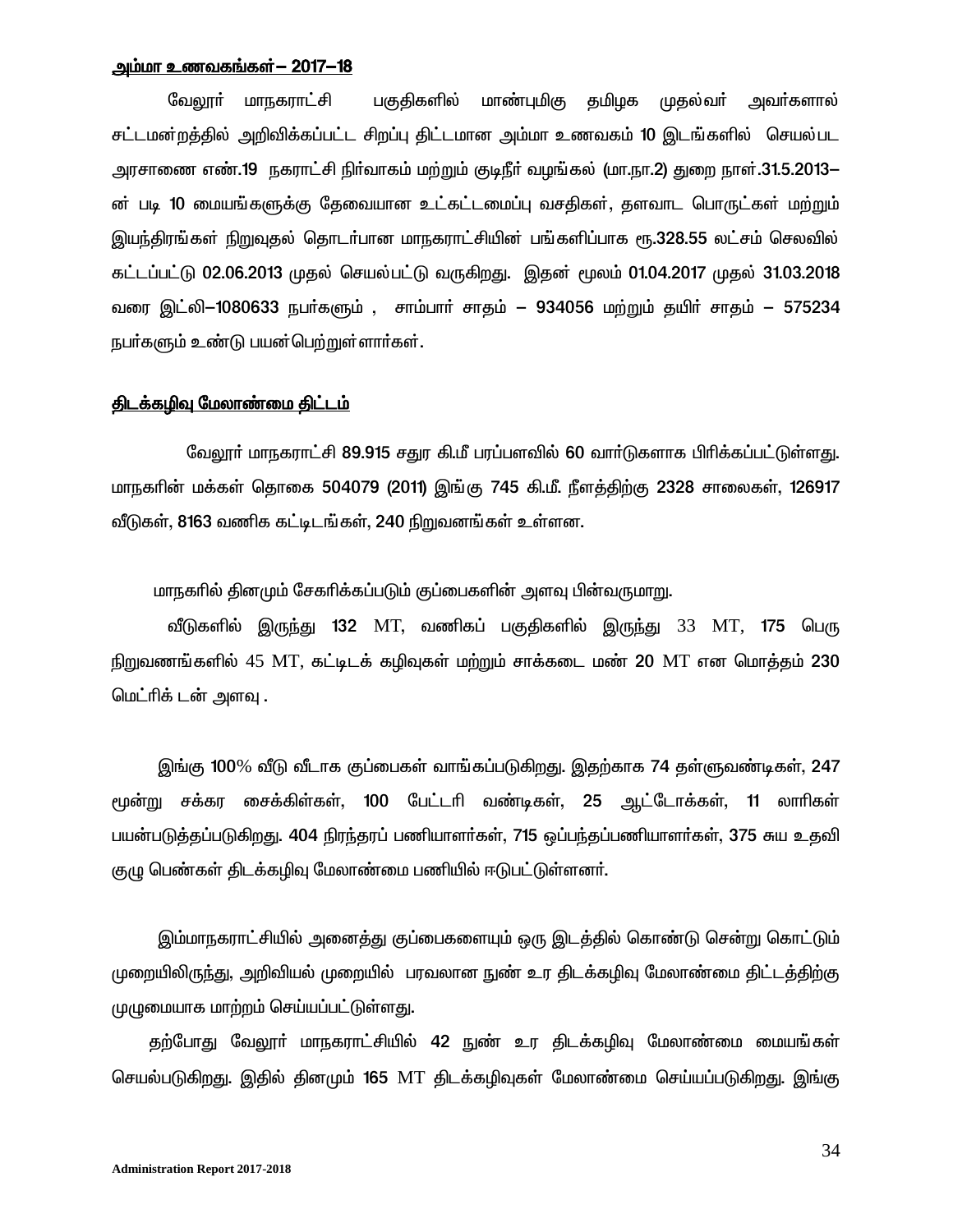## அம்மா உணவகங்கள் – 2017–18

வேலூர் மாநகராட்சி பகுதிகளில் மாண்புமிகு தமிழக முதல்வர் அவர்களால் சட்டமன்றத்தில் அறிவிக்கப்பட்ட சிறப்பு திட்டமான அம்மா உணவகம் 10 இடங்களில் செயல்பட அரசாணை எண்.19 நகராட்சி நிர்வாகம் மற்றும் குடிநீர் வழங்கல் (மா.நா.2) துறை நாள்.31.5.2013–ன் படி 10 மையங்களுக்கு தேவையான உட்கட்டமைப்பு வசதிகள், தளவாட பொருட்கள் மற்றும் இயந்திரங்கள் நிறுவுதல் தொடர்பான மாநகராட்சியின் பங்களிப்பாக ரூ.328.55 லட்சம் செலவில் கட்டப்பட்டு 02.06.2013 முதல் செயல்பட்டு வருகிறது. இதன் மூலம் 01.04.2017 முதல் 31.03.2018 வரை இட்லி–1080633 நபர்களும் , சாம்பார் சாதம் – 934056 மற்றும் தயிர் சாதம் – 575234 நபர்களும் உண்டு பயன்பெற்றுள்ளார்கள்.

## திடக்கழிவு மேலாண்மை திட்டம்

வேலூர் மாநகராட்சி 89.915 சதுர கி.மீ பரப்பளவில் 60 வார்டுகளாக பிரிக்கப்பட்டுள்ளது. மாநகரின் மக்கள் தொகை 504079 (2011) இங்கு 745 கி.மீ. நீளத்திற்கு 2328 சாலைகள், 126917 வீடுகள், 8163 வணிக கட்டிடங்கள், 240 நிறுவனங்கள் உள்ளன.

மாநகரில் தினமும் சேகரிக்கப்படும் குப்பைகளின் அளவு பின்வருமாறு.

வீடுகளில் இருந்து 132 MT, வணிகப் பகுதிகளில் இருந்து 33 MT, 175 பெரு நிறுவணங்களில் 45 MT, கட்டிடக் கழிவுகள் மற்றும் சாக்கடை மண் 20 MT என மொத்தம் 230 மெட்ரிக் டன் அளவு .

இங்கு 100% வீடு வீடாக குப்பைகள் வாங்கப்படுகிறது. இதற்காக 74 தள்ளுவண்டிகள், 247 மூன்று சக்கர சைக்கிள்கள், 100 பேட்டரி வண்டிகள், 25 ஆட்டோக்கள், 11 லாரிகள் பயன்படுத்தப்படுகிறது. 404 நிரந்தரப் பணியாளர்கள், 715 ஒப்பந்தப்பணியாளர்கள், 375 சுய உதவி குழு பெண்கள் திடக்கழிவு மேலாண்மை பணியில் ஈடுபட்டுள்ளனர்.

இம்மாநகராட்சியில் அனைத்து குப்பைகளையும் ஒரு இடத்தில் கொண்டு சென்று கொட்டும் முறையிலிருந்து, அறிவியல் முறையில் பரவலான நுண் உர திடக்கழிவு மேலாண்மை திட்டத்திற்கு முழுமையாக மாற்றம் செய்யப்பட்டுள்ளது.

தற்போது வேலூர் மாநகராட்சியில் 42 நுண் உர திடக்கழிவு மேலாண்மை மையங்கள் செயல்படுகிறது. இதில் தினமும் 165 MT திடக்கழிவுகள் மேலாண்மை செய்யப்படுகிறது. இங்கு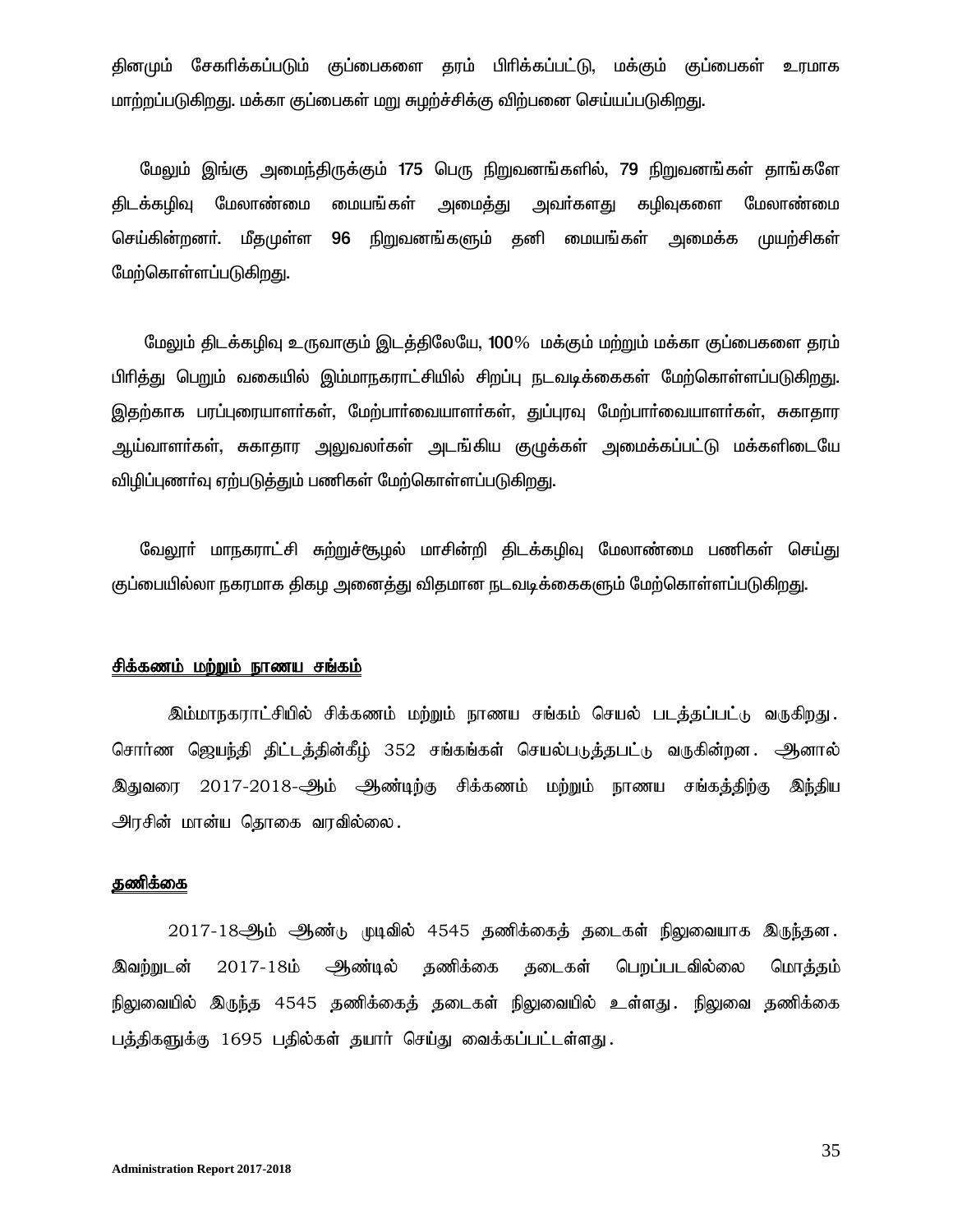தினமும் சேகரிக்கப்படும் குப்பைகளை தரம் பிரிக்கப்பட்டு, மக்கும் குப்பைகள் உரமாக மாற்றப்படுகிறது. மக்கா குப்பைகள் மறு சுழற்ச்சிக்கு விற்பனை செய்யப்படுகிறது.

மேலும் இங்கு அமைந்திருக்கும் 175 பெரு நிறுவனங்களில், 79 நிறுவனங்கள் தாங்களே திடக்கழிவு மேலாண்மை மையங்கள் அமைத்து அவர்களது கழிவுகளை மேலாண்மை செய்கின்றனர். மீதமுள்ள 96 நிறுவனங்களும் தனி மையங்கள் அமைக்க முயற்சிகள் மேற்கொள்ளப்படுகிறது.

மேலும் திடக்கழிவு உருவாகும் இடத்திலேயே, 100% மக்கும் மற்றும் மக்கா குப்பைகளை தரம் பிரித்து பெறும் வகையில் இம்மாநகராட்சியில் சிறப்பு நடவடிக்கைகள் மேற்கொள்ளப்படுகிறது. இதற்காக பரப்புரையாளர்கள், மேற்பார்வையாளர்கள், துப்புரவு மேற்பார்வையாளர்கள், சுகாதார ஆய்வாளர்கள், சுகாதார அலுவலர்கள் அடங்கிய குழுக்கள் அமைக்கப்பட்டு மக்களிடையே விழிப்புணர்வு ஏற்படுத்தும் பணிகள் மேற்கொள்ளப்படுகிறது.

வேலூர் மாநகராட்சி சுற்றுச்சூழல் மாசின்றி திடக்கழிவு மேலாண்மை பணிகள் செய்து குப்பையில்லா நகரமாக திகழ அனைத்து விதமான நடவடிக்கைகளும் மேற்கொள்ளப்படுகிறது.

## சிக்கணம் மற்றும் நாணய சங்கம்

இம்மாநகராட்சியில் சிக்கணம் மற்றும் நாணய சங்கம் செயல் படத்தப்பட்டு வருகிறது. சொர்ண ஜெயந்தி திட்டத்தின்கீழ் 352 சங்கங்கள் செயல்படுத்தபட்டு வருகின்றன. ஆனால் இதுவரை 2017-2018-ஆம் ஆண்டிற்கு சிக்கணம் மற்றும் நாணய சங்கத்திற்கு இந்திய அரசின் மான்ய தொகை வரவில்லை.

## தணிக்கை

2017-18ஆம் ஆண்டு முடிவில் 4545 தணிக்கைத் தடைகள் நிலுவையாக இருந்தன. இவற்றுடன் 2017-18ம் ஆண்டில் தணிக்கை தடைகள் பெறப்படவில்லை மொத்தம் நிலுவையில் இருந்த 4545 தணிக்கைத் தடைகள் நிலுவையில் உள்ளது. நிலுவை தணிக்கை பத்திகளுக்கு 1695 பதில்கள் தயார் செய்து வைக்கப்பட்டள்ளது.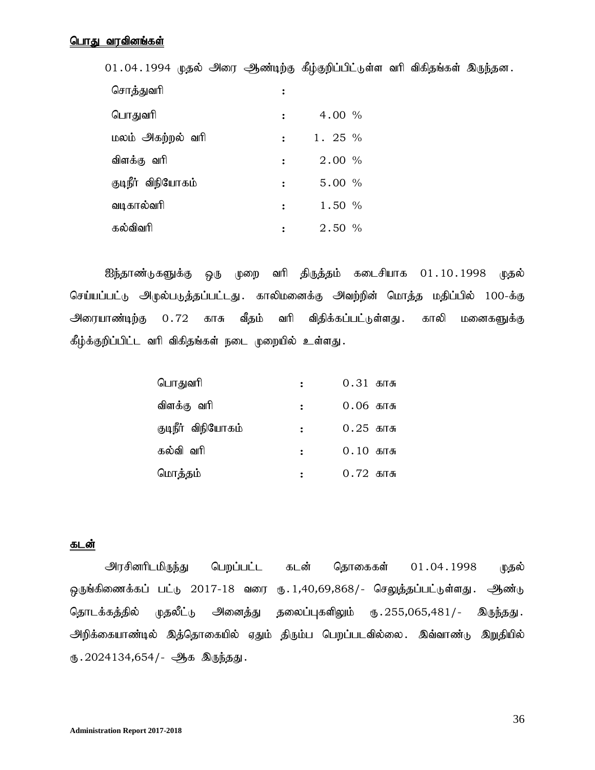**<u>பொது வரவினங்கள்</u>**

01.04.1994 முதல் அரை ஆண்டிற்கு கீழ்குறிப்பிட்டுள்ள வரி விகிதங்கள் இருந்தன.

| | | |
|---|---|---|
| சொத்துவரி | : | |
| பொதுவரி | : | 4.00 % |
| மலம் அகற்றல் வரி | : | 1. 25 % |
| விளக்கு வரி | : | 2.00 % |
| குடிநீர் விநியோகம் | : | 5.00 % |
| வடிகால்வரி | : | 1.50 % |
| கல்விவரி | : | 2.50 % |

ஐந்தாண்டுகளுக்கு ஒரு முறை வரி திருத்தம் கடைசியாக 01.10.1998 முதல் செய்யப்பட்டு அமுல்படுத்தப்பட்டது. காலிமனைக்கு அவற்றின் மொத்த மதிப்பில் 100-க்கு அரையாண்டிற்கு 0.72 காசு வீதம் வரி விதிக்கப்பட்டுள்ளது. காலி மனைகளுக்கு கீழ்க்குறிப்பிட்ட வரி விகிதங்கள் நடை முறையில் உள்ளது.

| | | |
|---|---|---|
| பொதுவரி | : | 0.31 காசு |
| விளக்கு வரி | : | 0.06 காசு |
| குடிநீர் விநியோகம் | : | 0.25 காசு |
| கல்வி வரி | : | 0.10 காசு |
| மொத்தம் | : | 0.72 காசு |

**<u>கடன்</u>**

அரசினரிடமிருந்து பெறப்பட்ட கடன் தொகைகள் 01.04.1998 முதல் ஒருங்கிணைக்கப் பட்டு 2017-18 வரை ரு.1,40,69,868/- செலுத்தப்பட்டுள்ளது. ஆண்டு தொடக்கத்தில் முதலீட்டு அனைத்து தலைப்புகளிலும் ரு.255,065,481/- இருந்தது. அறிக்கையாண்டில் இத்தொகையில் ஏதும் திரும்ப பெறப்படவில்லை. இவ்வாண்டு இறுதியில் ரு.2024134,654/- ஆக இருந்தது.